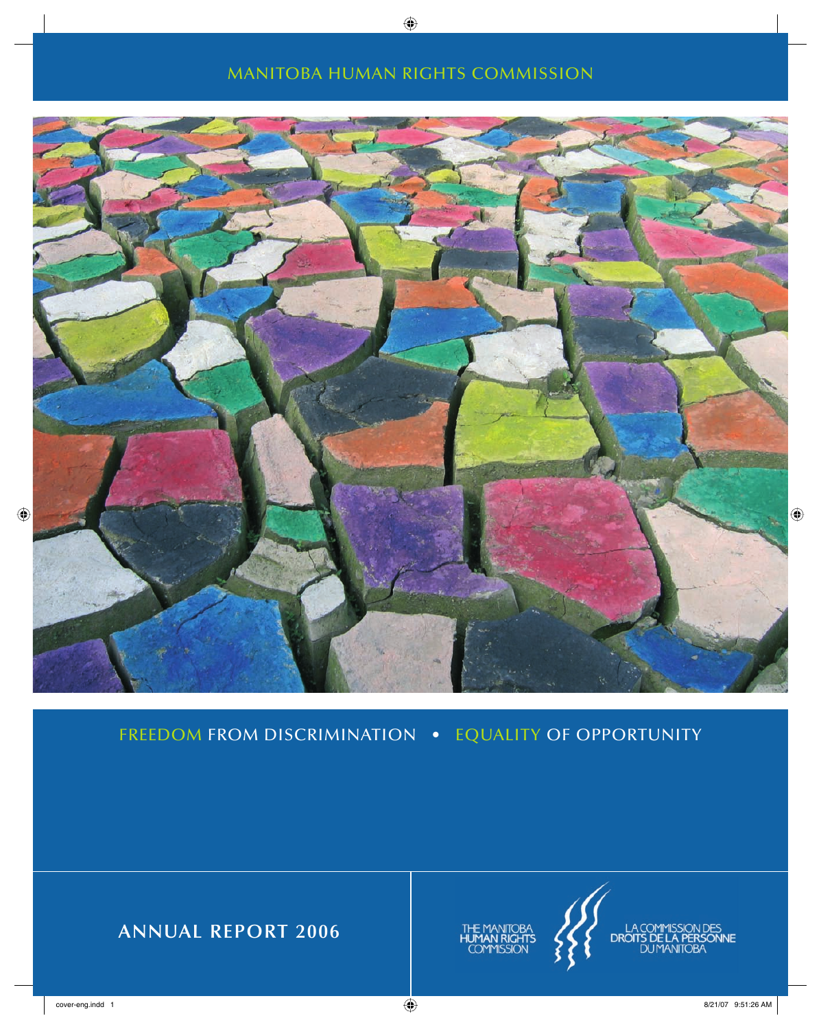MANITOBA HUMAN RIGHTS COMMISSION

FREEDOM FROM DISCRIMINATION • EQUALITY OF OPPORTUNITY

# ANNUAL REPORT 2006

THE MANITOBA HUMAN RIGHTS COMMISSION

LA COMMISSION DES DROITS DE LA PERSONNE DU MANITOBA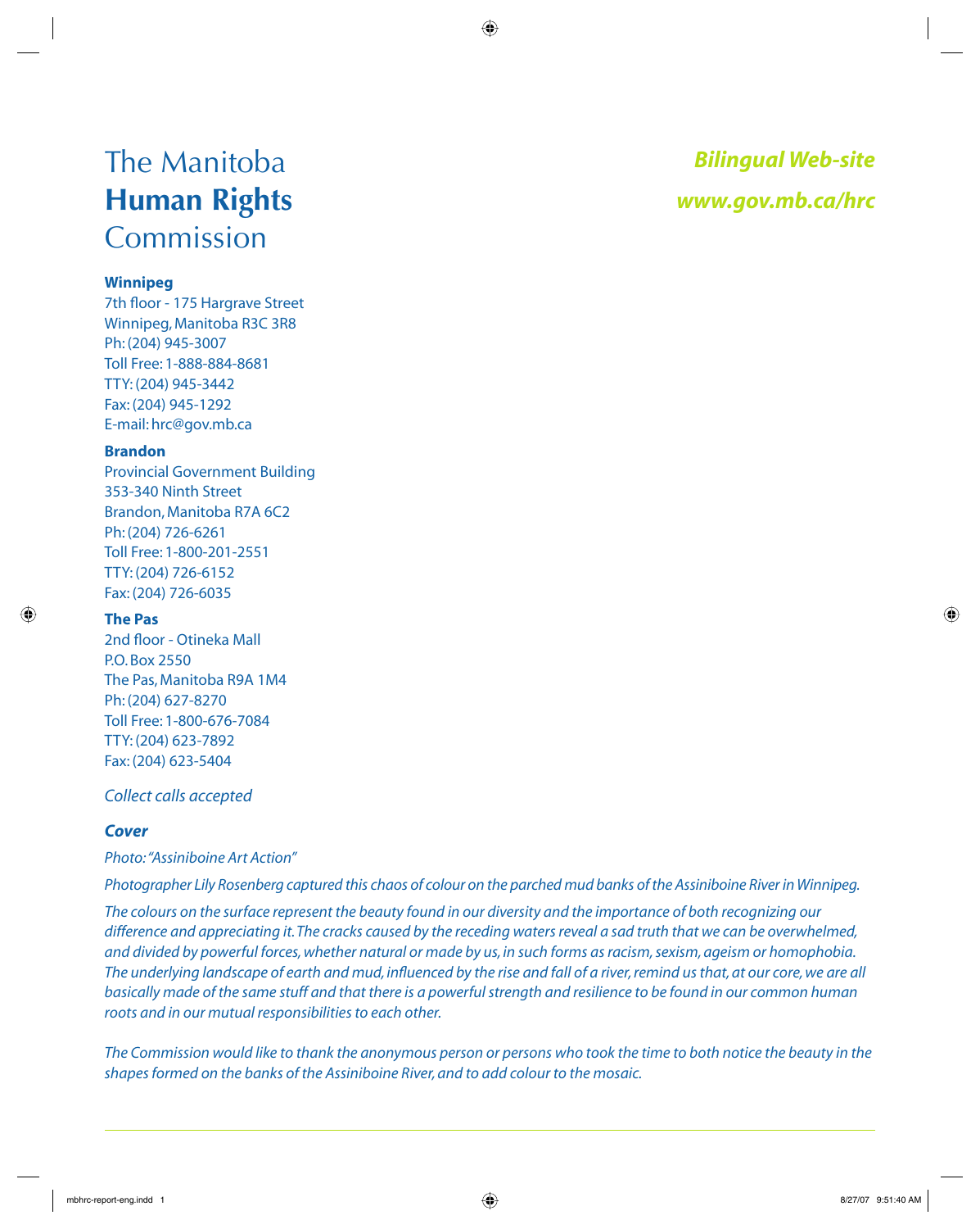# The Manitoba **Human Rights** Commission

***Bilingual Web-site***

***www.gov.mb.ca/hrc***

**Winnipeg**
7th floor - 175 Hargrave Street
Winnipeg, Manitoba R3C 3R8
Ph: (204) 945-3007
Toll Free: 1-888-884-8681
TTY: (204) 945-3442
Fax: (204) 945-1292
E-mail: hrc@gov.mb.ca

**Brandon**
Provincial Government Building
353-340 Ninth Street
Brandon, Manitoba R7A 6C2
Ph: (204) 726-6261
Toll Free: 1-800-201-2551
TTY: (204) 726-6152
Fax: (204) 726-6035

**The Pas**
2nd floor - Otineka Mall
P.O. Box 2550
The Pas, Manitoba R9A 1M4
Ph: (204) 627-8270
Toll Free: 1-800-676-7084
TTY: (204) 623-7892
Fax: (204) 623-5404

*Collect calls accepted*

***Cover***

*Photo: "Assiniboine Art Action"*

*Photographer Lily Rosenberg captured this chaos of colour on the parched mud banks of the Assiniboine River in Winnipeg.*

*The colours on the surface represent the beauty found in our diversity and the importance of both recognizing our difference and appreciating it. The cracks caused by the receding waters reveal a sad truth that we can be overwhelmed, and divided by powerful forces, whether natural or made by us, in such forms as racism, sexism, ageism or homophobia. The underlying landscape of earth and mud, influenced by the rise and fall of a river, remind us that, at our core, we are all basically made of the same stuff and that there is a powerful strength and resilience to be found in our common human roots and in our mutual responsibilities to each other.*

*The Commission would like to thank the anonymous person or persons who took the time to both notice the beauty in the shapes formed on the banks of the Assiniboine River, and to add colour to the mosaic.*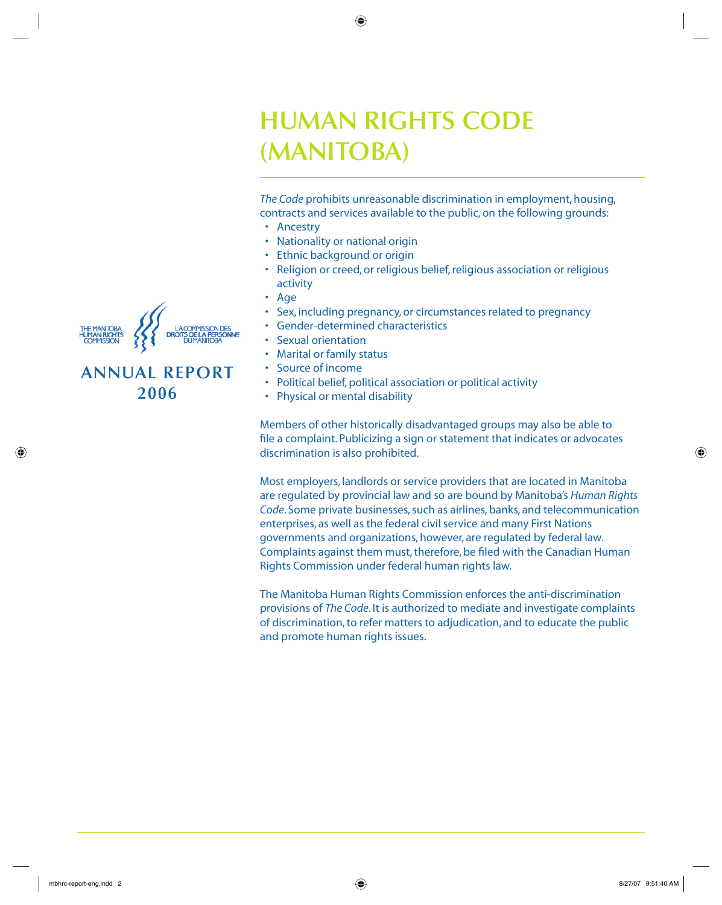THE MANITOBA HUMAN RIGHTS COMMISSION — LA COMMISSION DES DROITS DE LA PERSONNE DU MANITOBA

**ANNUAL REPORT 2006**

# HUMAN RIGHTS CODE (MANITOBA)

*The Code* prohibits unreasonable discrimination in employment, housing, contracts and services available to the public, on the following grounds:

- Ancestry
- Nationality or national origin
- Ethnic background or origin
- Religion or creed, or religious belief, religious association or religious activity
- Age
- Sex, including pregnancy, or circumstances related to pregnancy
- Gender-determined characteristics
- Sexual orientation
- Marital or family status
- Source of income
- Political belief, political association or political activity
- Physical or mental disability

Members of other historically disadvantaged groups may also be able to file a complaint. Publicizing a sign or statement that indicates or advocates discrimination is also prohibited.

Most employers, landlords or service providers that are located in Manitoba are regulated by provincial law and so are bound by Manitoba's *Human Rights Code*. Some private businesses, such as airlines, banks, and telecommunication enterprises, as well as the federal civil service and many First Nations governments and organizations, however, are regulated by federal law. Complaints against them must, therefore, be filed with the Canadian Human Rights Commission under federal human rights law.

The Manitoba Human Rights Commission enforces the anti-discrimination provisions of *The Code*. It is authorized to mediate and investigate complaints of discrimination, to refer matters to adjudication, and to educate the public and promote human rights issues.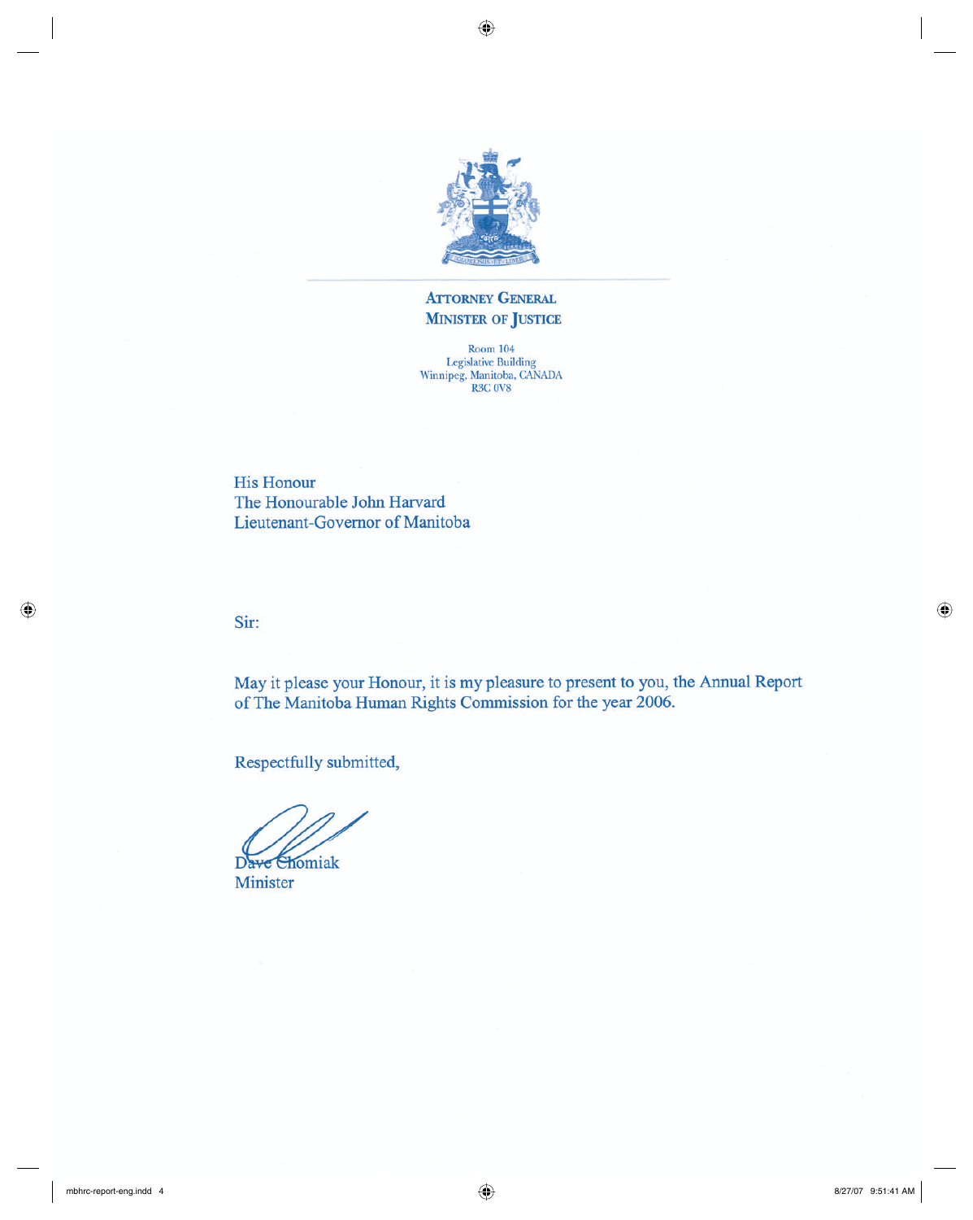**ATTORNEY GENERAL**
**MINISTER OF JUSTICE**

Room 104
Legislative Building
Winnipeg, Manitoba, CANADA
R3C 0V8

His Honour
The Honourable John Harvard
Lieutenant-Governor of Manitoba

Sir:

May it please your Honour, it is my pleasure to present to you, the Annual Report of The Manitoba Human Rights Commission for the year 2006.

Respectfully submitted,

Dave Chomiak
Minister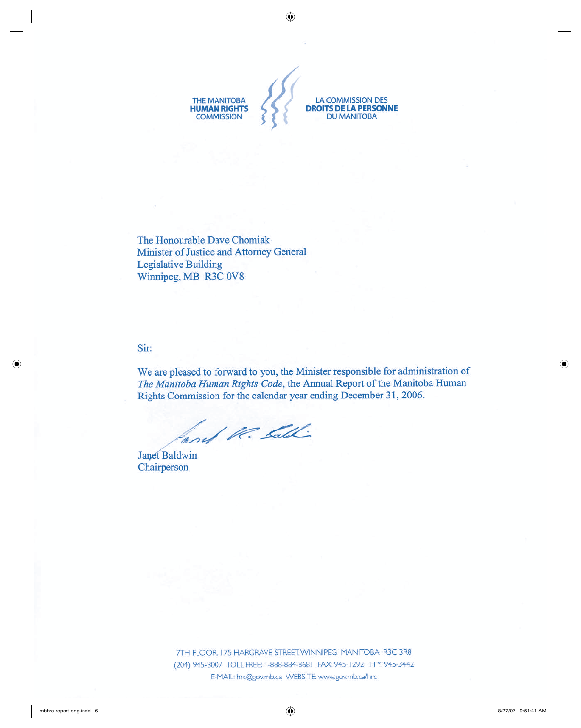THE MANITOBA **HUMAN RIGHTS** COMMISSION

LA COMMISSION DES **DROITS DE LA PERSONNE** DU MANITOBA

The Honourable Dave Chomiak
Minister of Justice and Attorney General
Legislative Building
Winnipeg, MB R3C 0V8

Sir:

We are pleased to forward to you, the Minister responsible for administration of *The Manitoba Human Rights Code*, the Annual Report of the Manitoba Human Rights Commission for the calendar year ending December 31, 2006.

Janet Baldwin
Chairperson

7TH FLOOR, 175 HARGRAVE STREET, WINNIPEG MANITOBA R3C 3R8
(204) 945-3007 TOLL FREE: 1-888-884-8681 FAX: 945-1292 TTY: 945-3442
E-MAIL: hrc@gov.mb.ca WEBSITE: www.gov.mb.ca/hrc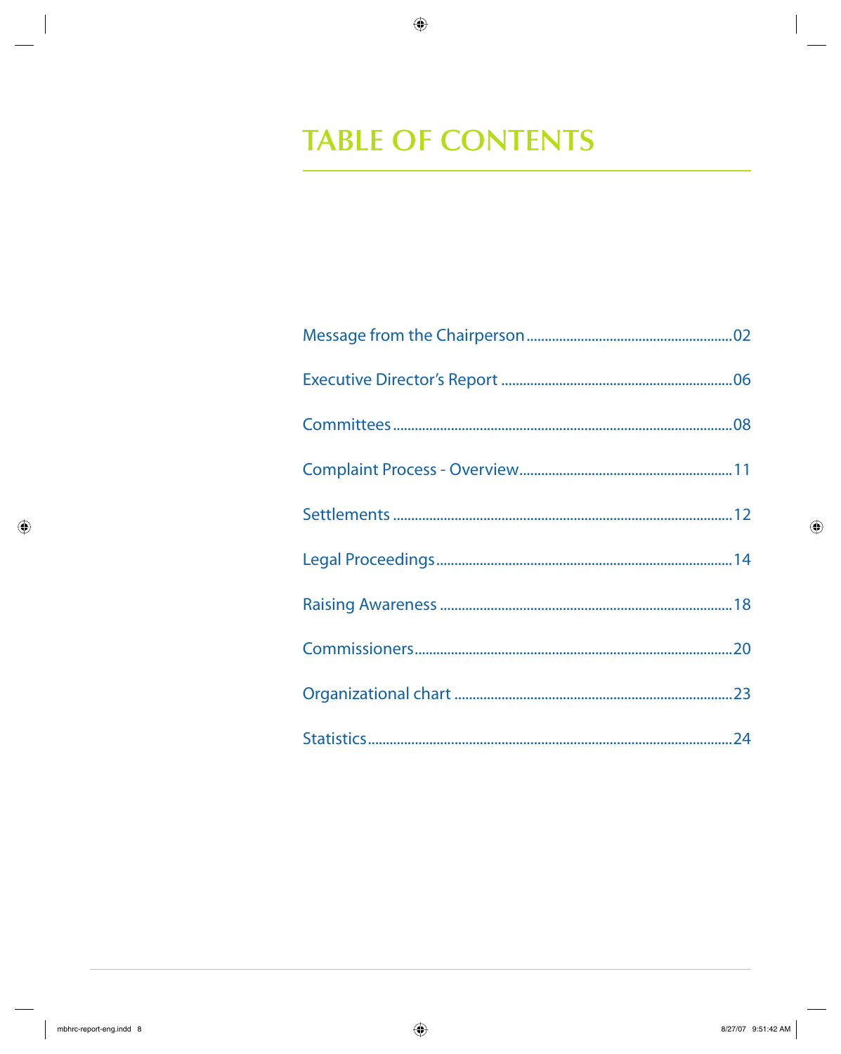# TABLE OF CONTENTS

Message from the Chairperson........................................................02

Executive Director's Report ...............................................................06

Committees............................................................................................08

Complaint Process - Overview..........................................................11

Settlements ............................................................................................12

Legal Proceedings................................................................................14

Raising Awareness ...............................................................................18

Commissioners......................................................................................20

Organizational chart ............................................................................23

Statistics...................................................................................................24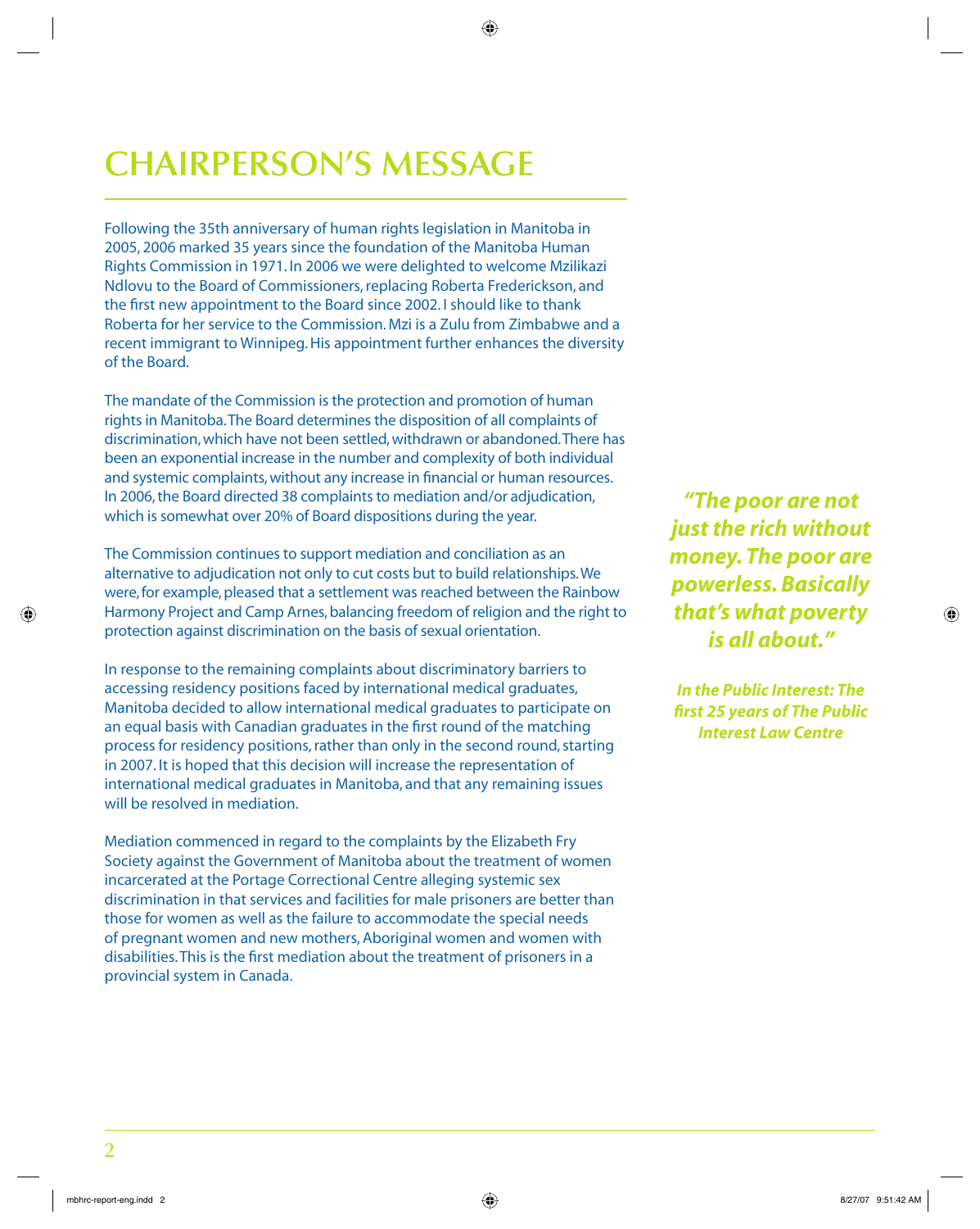# CHAIRPERSON'S MESSAGE

Following the 35th anniversary of human rights legislation in Manitoba in 2005, 2006 marked 35 years since the foundation of the Manitoba Human Rights Commission in 1971. In 2006 we were delighted to welcome Mzilikazi Ndlovu to the Board of Commissioners, replacing Roberta Frederickson, and the first new appointment to the Board since 2002. I should like to thank Roberta for her service to the Commission. Mzi is a Zulu from Zimbabwe and a recent immigrant to Winnipeg. His appointment further enhances the diversity of the Board.

The mandate of the Commission is the protection and promotion of human rights in Manitoba. The Board determines the disposition of all complaints of discrimination, which have not been settled, withdrawn or abandoned. There has been an exponential increase in the number and complexity of both individual and systemic complaints, without any increase in financial or human resources. In 2006, the Board directed 38 complaints to mediation and/or adjudication, which is somewhat over 20% of Board dispositions during the year.

The Commission continues to support mediation and conciliation as an alternative to adjudication not only to cut costs but to build relationships. We were, for example, pleased that a settlement was reached between the Rainbow Harmony Project and Camp Arnes, balancing freedom of religion and the right to protection against discrimination on the basis of sexual orientation.

In response to the remaining complaints about discriminatory barriers to accessing residency positions faced by international medical graduates, Manitoba decided to allow international medical graduates to participate on an equal basis with Canadian graduates in the first round of the matching process for residency positions, rather than only in the second round, starting in 2007. It is hoped that this decision will increase the representation of international medical graduates in Manitoba, and that any remaining issues will be resolved in mediation.

Mediation commenced in regard to the complaints by the Elizabeth Fry Society against the Government of Manitoba about the treatment of women incarcerated at the Portage Correctional Centre alleging systemic sex discrimination in that services and facilities for male prisoners are better than those for women as well as the failure to accommodate the special needs of pregnant women and new mothers, Aboriginal women and women with disabilities. This is the first mediation about the treatment of prisoners in a provincial system in Canada.

> ***"The poor are not just the rich without money. The poor are powerless. Basically that's what poverty is all about."***
>
> ***In the Public Interest: The first 25 years of The Public Interest Law Centre***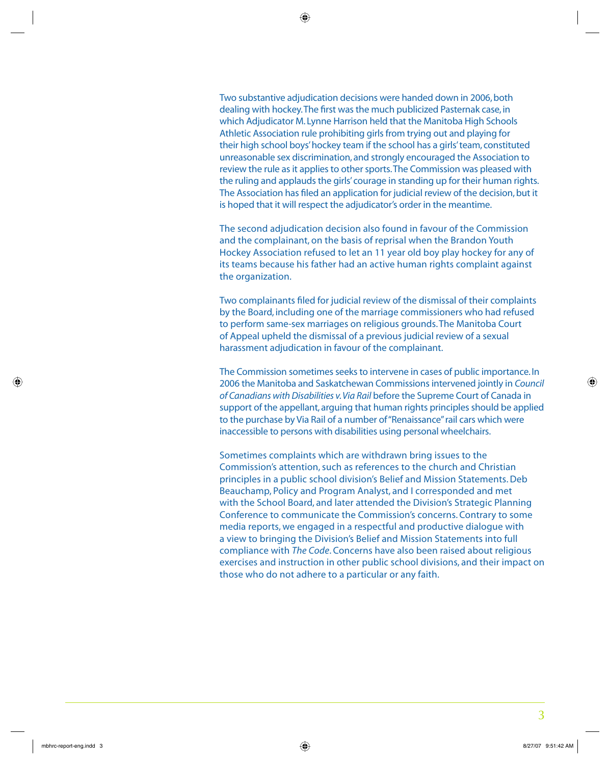Two substantive adjudication decisions were handed down in 2006, both dealing with hockey. The first was the much publicized Pasternak case, in which Adjudicator M. Lynne Harrison held that the Manitoba High Schools Athletic Association rule prohibiting girls from trying out and playing for their high school boys' hockey team if the school has a girls' team, constituted unreasonable sex discrimination, and strongly encouraged the Association to review the rule as it applies to other sports. The Commission was pleased with the ruling and applauds the girls' courage in standing up for their human rights. The Association has filed an application for judicial review of the decision, but it is hoped that it will respect the adjudicator's order in the meantime.

The second adjudication decision also found in favour of the Commission and the complainant, on the basis of reprisal when the Brandon Youth Hockey Association refused to let an 11 year old boy play hockey for any of its teams because his father had an active human rights complaint against the organization.

Two complainants filed for judicial review of the dismissal of their complaints by the Board, including one of the marriage commissioners who had refused to perform same-sex marriages on religious grounds. The Manitoba Court of Appeal upheld the dismissal of a previous judicial review of a sexual harassment adjudication in favour of the complainant.

The Commission sometimes seeks to intervene in cases of public importance. In 2006 the Manitoba and Saskatchewan Commissions intervened jointly in *Council of Canadians with Disabilities v. Via Rail* before the Supreme Court of Canada in support of the appellant, arguing that human rights principles should be applied to the purchase by Via Rail of a number of "Renaissance" rail cars which were inaccessible to persons with disabilities using personal wheelchairs.

Sometimes complaints which are withdrawn bring issues to the Commission's attention, such as references to the church and Christian principles in a public school division's Belief and Mission Statements. Deb Beauchamp, Policy and Program Analyst, and I corresponded and met with the School Board, and later attended the Division's Strategic Planning Conference to communicate the Commission's concerns. Contrary to some media reports, we engaged in a respectful and productive dialogue with a view to bringing the Division's Belief and Mission Statements into full compliance with *The Code*. Concerns have also been raised about religious exercises and instruction in other public school divisions, and their impact on those who do not adhere to a particular or any faith.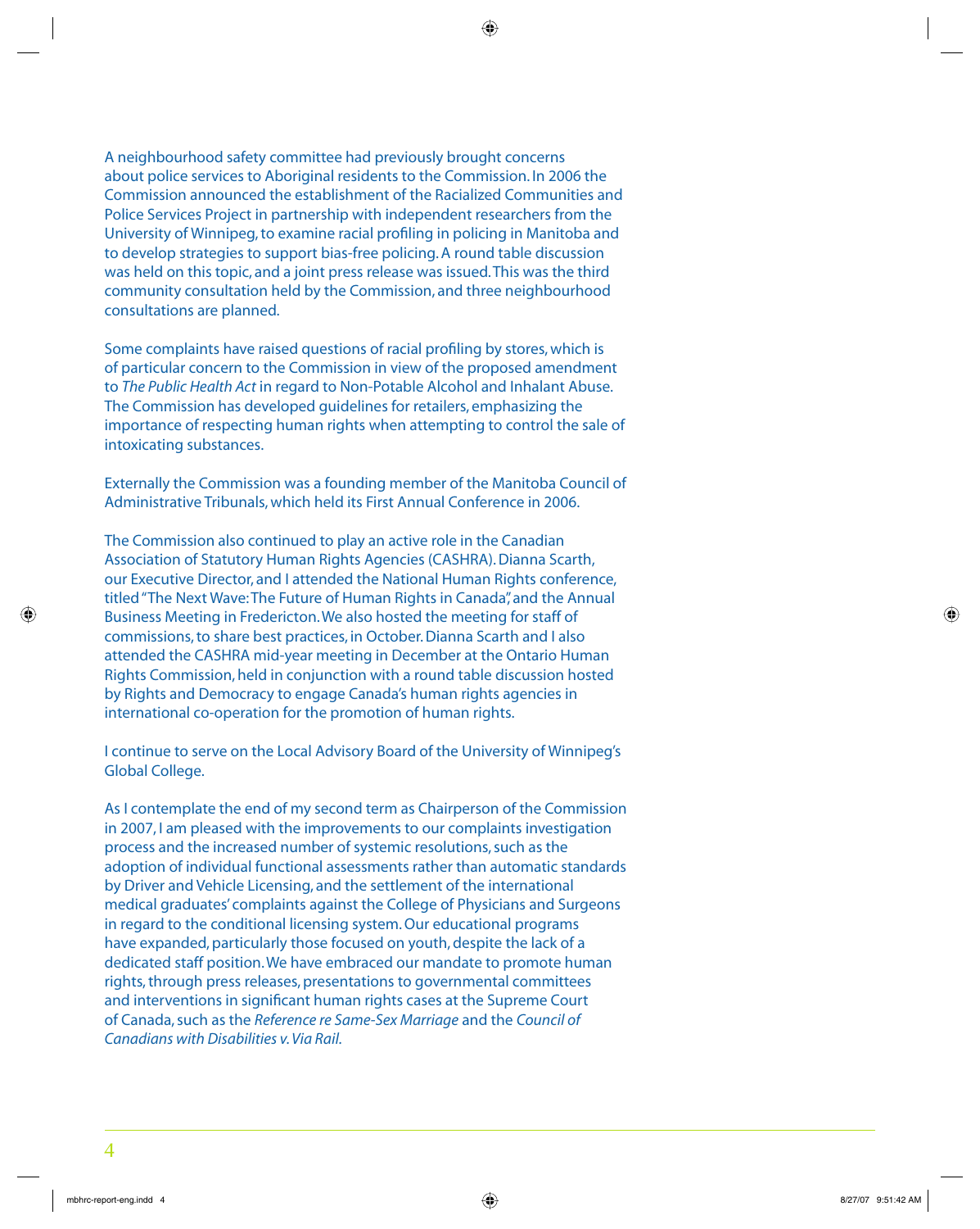A neighbourhood safety committee had previously brought concerns about police services to Aboriginal residents to the Commission. In 2006 the Commission announced the establishment of the Racialized Communities and Police Services Project in partnership with independent researchers from the University of Winnipeg, to examine racial profiling in policing in Manitoba and to develop strategies to support bias-free policing. A round table discussion was held on this topic, and a joint press release was issued. This was the third community consultation held by the Commission, and three neighbourhood consultations are planned.

Some complaints have raised questions of racial profiling by stores, which is of particular concern to the Commission in view of the proposed amendment to *The Public Health Act* in regard to Non-Potable Alcohol and Inhalant Abuse. The Commission has developed guidelines for retailers, emphasizing the importance of respecting human rights when attempting to control the sale of intoxicating substances.

Externally the Commission was a founding member of the Manitoba Council of Administrative Tribunals, which held its First Annual Conference in 2006.

The Commission also continued to play an active role in the Canadian Association of Statutory Human Rights Agencies (CASHRA). Dianna Scarth, our Executive Director, and I attended the National Human Rights conference, titled "The Next Wave: The Future of Human Rights in Canada", and the Annual Business Meeting in Fredericton. We also hosted the meeting for staff of commissions, to share best practices, in October. Dianna Scarth and I also attended the CASHRA mid-year meeting in December at the Ontario Human Rights Commission, held in conjunction with a round table discussion hosted by Rights and Democracy to engage Canada's human rights agencies in international co-operation for the promotion of human rights.

I continue to serve on the Local Advisory Board of the University of Winnipeg's Global College.

As I contemplate the end of my second term as Chairperson of the Commission in 2007, I am pleased with the improvements to our complaints investigation process and the increased number of systemic resolutions, such as the adoption of individual functional assessments rather than automatic standards by Driver and Vehicle Licensing, and the settlement of the international medical graduates' complaints against the College of Physicians and Surgeons in regard to the conditional licensing system. Our educational programs have expanded, particularly those focused on youth, despite the lack of a dedicated staff position. We have embraced our mandate to promote human rights, through press releases, presentations to governmental committees and interventions in significant human rights cases at the Supreme Court of Canada, such as the *Reference re Same-Sex Marriage* and the *Council of Canadians with Disabilities v. Via Rail.*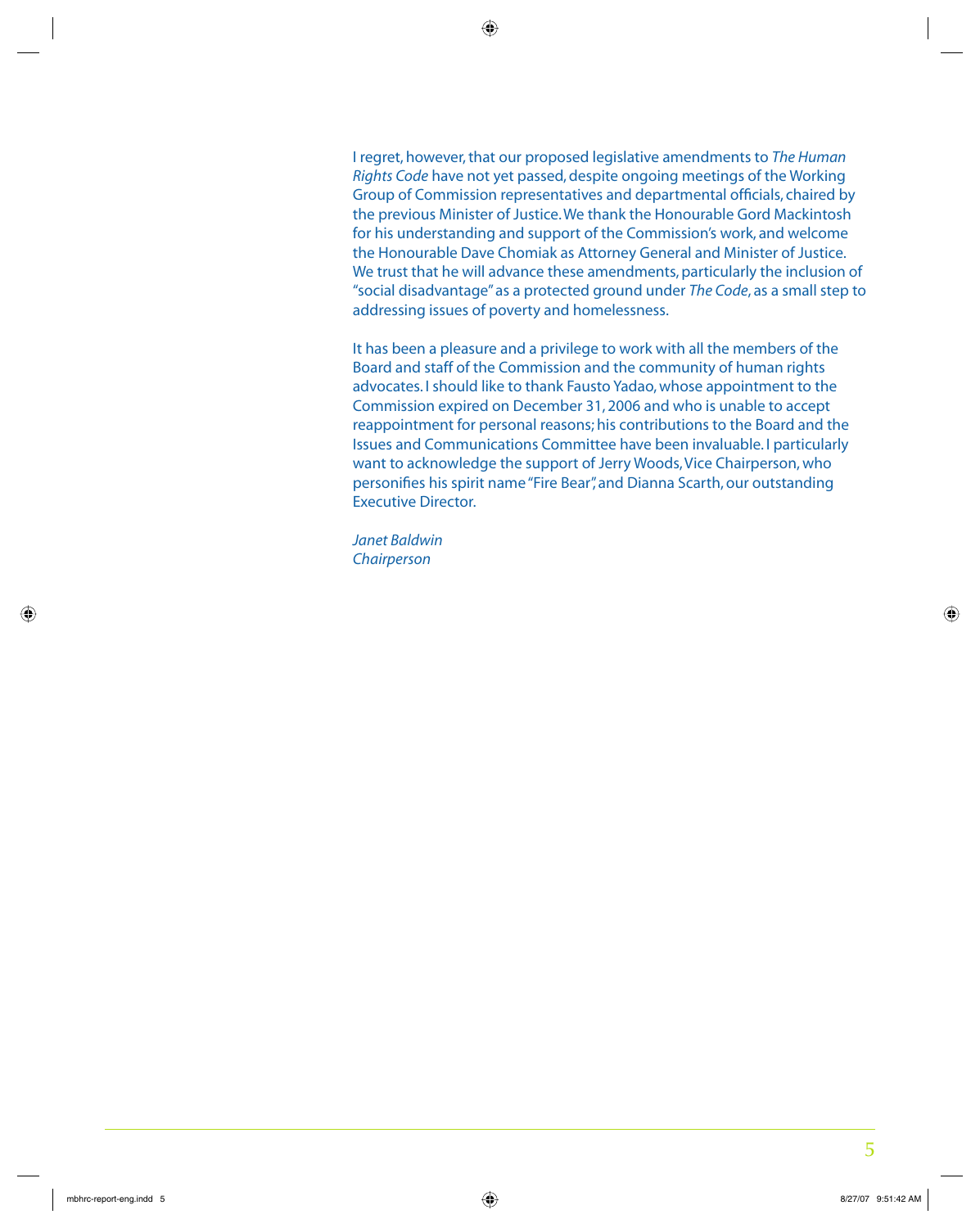I regret, however, that our proposed legislative amendments to *The Human Rights Code* have not yet passed, despite ongoing meetings of the Working Group of Commission representatives and departmental officials, chaired by the previous Minister of Justice. We thank the Honourable Gord Mackintosh for his understanding and support of the Commission's work, and welcome the Honourable Dave Chomiak as Attorney General and Minister of Justice. We trust that he will advance these amendments, particularly the inclusion of "social disadvantage" as a protected ground under *The Code*, as a small step to addressing issues of poverty and homelessness.

It has been a pleasure and a privilege to work with all the members of the Board and staff of the Commission and the community of human rights advocates. I should like to thank Fausto Yadao, whose appointment to the Commission expired on December 31, 2006 and who is unable to accept reappointment for personal reasons; his contributions to the Board and the Issues and Communications Committee have been invaluable. I particularly want to acknowledge the support of Jerry Woods, Vice Chairperson, who personifies his spirit name "Fire Bear", and Dianna Scarth, our outstanding Executive Director.

*Janet Baldwin*
*Chairperson*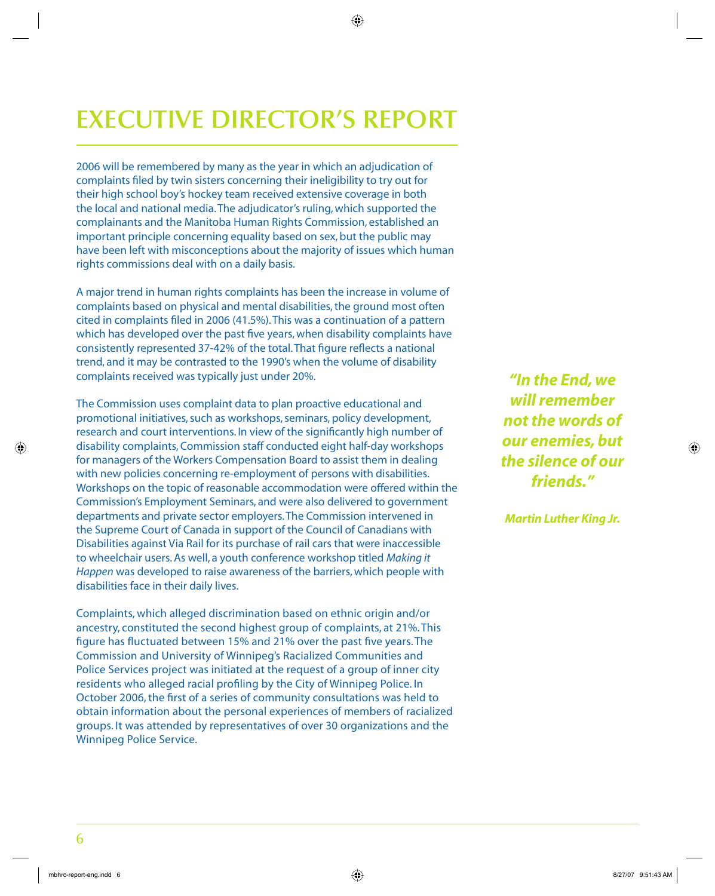# EXECUTIVE DIRECTOR'S REPORT

2006 will be remembered by many as the year in which an adjudication of complaints filed by twin sisters concerning their ineligibility to try out for their high school boy's hockey team received extensive coverage in both the local and national media. The adjudicator's ruling, which supported the complainants and the Manitoba Human Rights Commission, established an important principle concerning equality based on sex, but the public may have been left with misconceptions about the majority of issues which human rights commissions deal with on a daily basis.

A major trend in human rights complaints has been the increase in volume of complaints based on physical and mental disabilities, the ground most often cited in complaints filed in 2006 (41.5%). This was a continuation of a pattern which has developed over the past five years, when disability complaints have consistently represented 37-42% of the total. That figure reflects a national trend, and it may be contrasted to the 1990's when the volume of disability complaints received was typically just under 20%.

The Commission uses complaint data to plan proactive educational and promotional initiatives, such as workshops, seminars, policy development, research and court interventions. In view of the significantly high number of disability complaints, Commission staff conducted eight half-day workshops for managers of the Workers Compensation Board to assist them in dealing with new policies concerning re-employment of persons with disabilities. Workshops on the topic of reasonable accommodation were offered within the Commission's Employment Seminars, and were also delivered to government departments and private sector employers. The Commission intervened in the Supreme Court of Canada in support of the Council of Canadians with Disabilities against Via Rail for its purchase of rail cars that were inaccessible to wheelchair users. As well, a youth conference workshop titled *Making it Happen* was developed to raise awareness of the barriers, which people with disabilities face in their daily lives.

Complaints, which alleged discrimination based on ethnic origin and/or ancestry, constituted the second highest group of complaints, at 21%. This figure has fluctuated between 15% and 21% over the past five years. The Commission and University of Winnipeg's Racialized Communities and Police Services project was initiated at the request of a group of inner city residents who alleged racial profiling by the City of Winnipeg Police. In October 2006, the first of a series of community consultations was held to obtain information about the personal experiences of members of racialized groups. It was attended by representatives of over 30 organizations and the Winnipeg Police Service.

***"In the End, we will remember not the words of our enemies, but the silence of our friends."***

***Martin Luther King Jr.***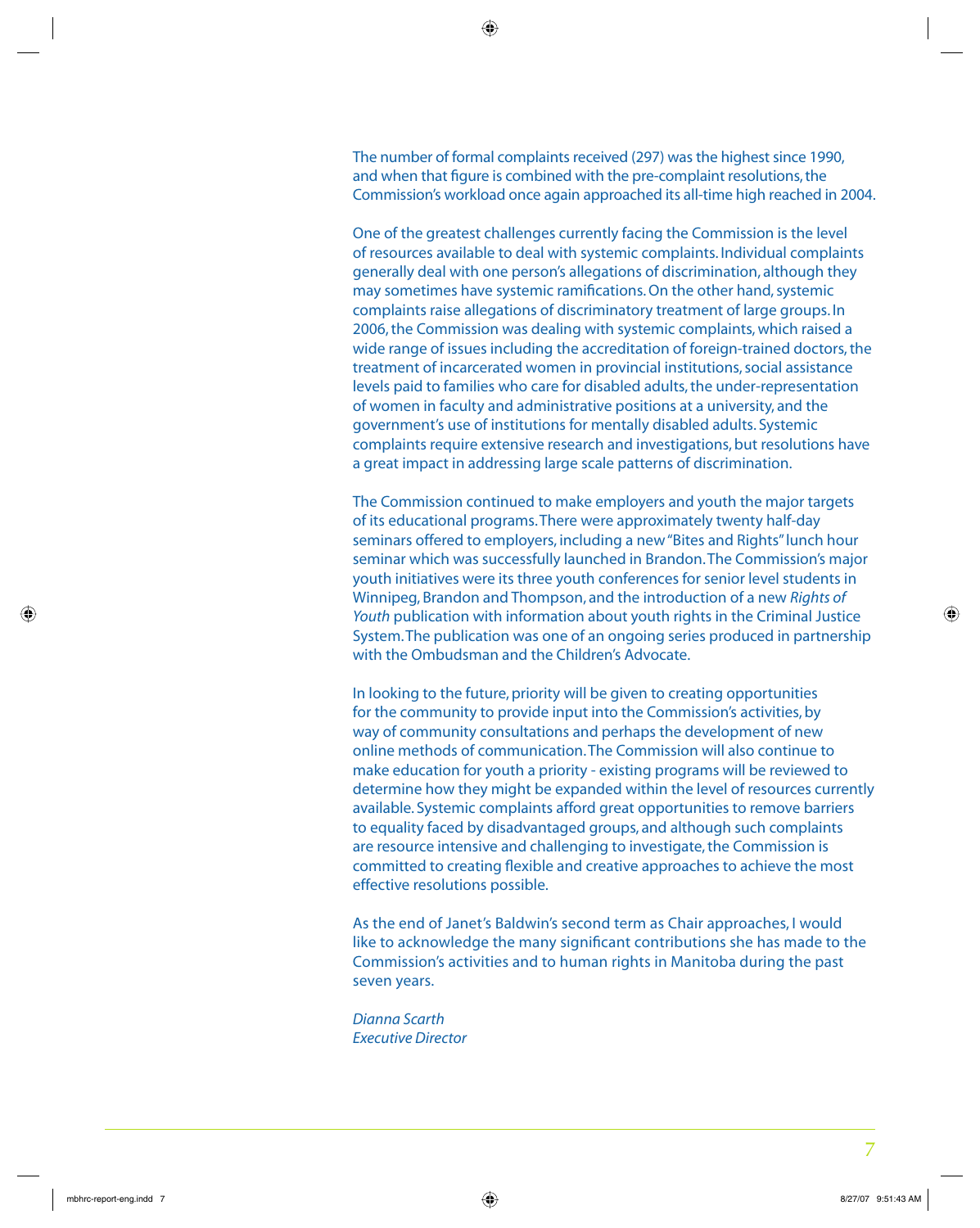The number of formal complaints received (297) was the highest since 1990, and when that figure is combined with the pre-complaint resolutions, the Commission's workload once again approached its all-time high reached in 2004.

One of the greatest challenges currently facing the Commission is the level of resources available to deal with systemic complaints. Individual complaints generally deal with one person's allegations of discrimination, although they may sometimes have systemic ramifications. On the other hand, systemic complaints raise allegations of discriminatory treatment of large groups. In 2006, the Commission was dealing with systemic complaints, which raised a wide range of issues including the accreditation of foreign-trained doctors, the treatment of incarcerated women in provincial institutions, social assistance levels paid to families who care for disabled adults, the under-representation of women in faculty and administrative positions at a university, and the government's use of institutions for mentally disabled adults. Systemic complaints require extensive research and investigations, but resolutions have a great impact in addressing large scale patterns of discrimination.

The Commission continued to make employers and youth the major targets of its educational programs. There were approximately twenty half-day seminars offered to employers, including a new "Bites and Rights" lunch hour seminar which was successfully launched in Brandon. The Commission's major youth initiatives were its three youth conferences for senior level students in Winnipeg, Brandon and Thompson, and the introduction of a new *Rights of Youth* publication with information about youth rights in the Criminal Justice System. The publication was one of an ongoing series produced in partnership with the Ombudsman and the Children's Advocate.

In looking to the future, priority will be given to creating opportunities for the community to provide input into the Commission's activities, by way of community consultations and perhaps the development of new online methods of communication. The Commission will also continue to make education for youth a priority - existing programs will be reviewed to determine how they might be expanded within the level of resources currently available. Systemic complaints afford great opportunities to remove barriers to equality faced by disadvantaged groups, and although such complaints are resource intensive and challenging to investigate, the Commission is committed to creating flexible and creative approaches to achieve the most effective resolutions possible.

As the end of Janet's Baldwin's second term as Chair approaches, I would like to acknowledge the many significant contributions she has made to the Commission's activities and to human rights in Manitoba during the past seven years.

*Dianna Scarth*
*Executive Director*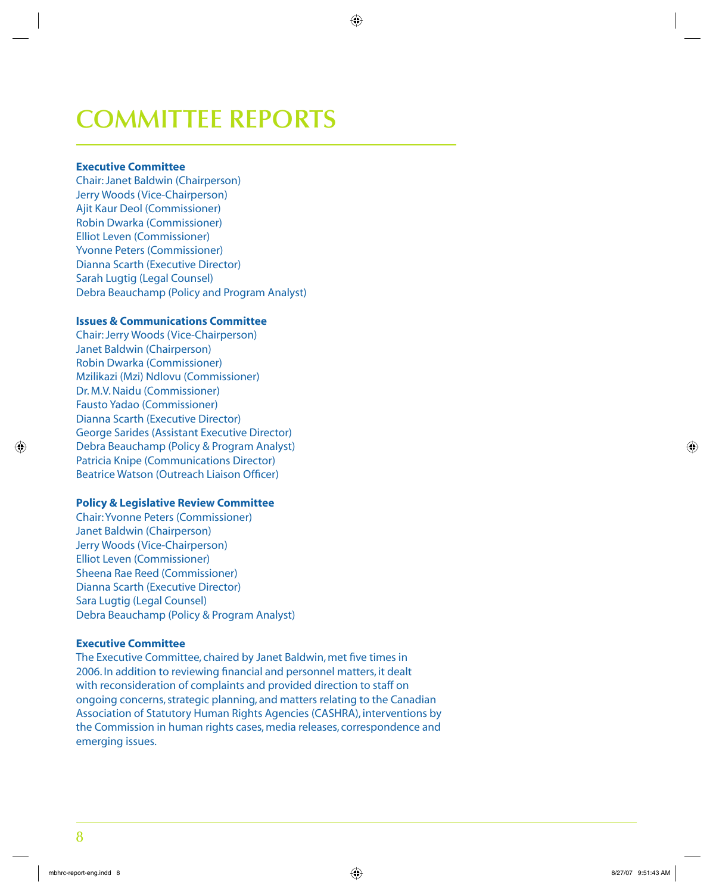# COMMITTEE REPORTS

**Executive Committee**

Chair: Janet Baldwin (Chairperson)
Jerry Woods (Vice-Chairperson)
Ajit Kaur Deol (Commissioner)
Robin Dwarka (Commissioner)
Elliot Leven (Commissioner)
Yvonne Peters (Commissioner)
Dianna Scarth (Executive Director)
Sarah Lugtig (Legal Counsel)
Debra Beauchamp (Policy and Program Analyst)

**Issues & Communications Committee**

Chair: Jerry Woods (Vice-Chairperson)
Janet Baldwin (Chairperson)
Robin Dwarka (Commissioner)
Mzilikazi (Mzi) Ndlovu (Commissioner)
Dr. M.V. Naidu (Commissioner)
Fausto Yadao (Commissioner)
Dianna Scarth (Executive Director)
George Sarides (Assistant Executive Director)
Debra Beauchamp (Policy & Program Analyst)
Patricia Knipe (Communications Director)
Beatrice Watson (Outreach Liaison Officer)

**Policy & Legislative Review Committee**

Chair: Yvonne Peters (Commissioner)
Janet Baldwin (Chairperson)
Jerry Woods (Vice-Chairperson)
Elliot Leven (Commissioner)
Sheena Rae Reed (Commissioner)
Dianna Scarth (Executive Director)
Sara Lugtig (Legal Counsel)
Debra Beauchamp (Policy & Program Analyst)

**Executive Committee**

The Executive Committee, chaired by Janet Baldwin, met five times in 2006. In addition to reviewing financial and personnel matters, it dealt with reconsideration of complaints and provided direction to staff on ongoing concerns, strategic planning, and matters relating to the Canadian Association of Statutory Human Rights Agencies (CASHRA), interventions by the Commission in human rights cases, media releases, correspondence and emerging issues.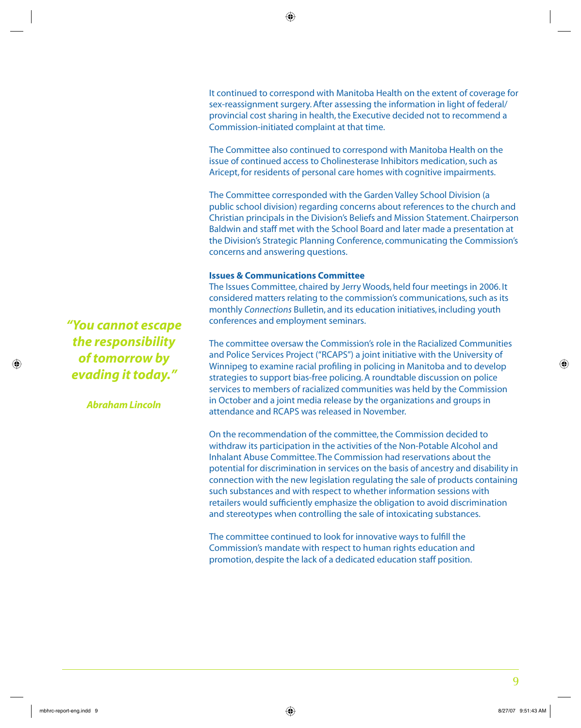It continued to correspond with Manitoba Health on the extent of coverage for sex-reassignment surgery. After assessing the information in light of federal/provincial cost sharing in health, the Executive decided not to recommend a Commission-initiated complaint at that time.

The Committee also continued to correspond with Manitoba Health on the issue of continued access to Cholinesterase Inhibitors medication, such as Aricept, for residents of personal care homes with cognitive impairments.

The Committee corresponded with the Garden Valley School Division (a public school division) regarding concerns about references to the church and Christian principals in the Division's Beliefs and Mission Statement. Chairperson Baldwin and staff met with the School Board and later made a presentation at the Division's Strategic Planning Conference, communicating the Commission's concerns and answering questions.

**Issues & Communications Committee**

The Issues Committee, chaired by Jerry Woods, held four meetings in 2006. It considered matters relating to the commission's communications, such as its monthly *Connections* Bulletin, and its education initiatives, including youth conferences and employment seminars.

> ***"You cannot escape the responsibility of tomorrow by evading it today."***
>
> ***Abraham Lincoln***

The committee oversaw the Commission's role in the Racialized Communities and Police Services Project ("RCAPS") a joint initiative with the University of Winnipeg to examine racial profiling in policing in Manitoba and to develop strategies to support bias-free policing. A roundtable discussion on police services to members of racialized communities was held by the Commission in October and a joint media release by the organizations and groups in attendance and RCAPS was released in November.

On the recommendation of the committee, the Commission decided to withdraw its participation in the activities of the Non-Potable Alcohol and Inhalant Abuse Committee. The Commission had reservations about the potential for discrimination in services on the basis of ancestry and disability in connection with the new legislation regulating the sale of products containing such substances and with respect to whether information sessions with retailers would sufficiently emphasize the obligation to avoid discrimination and stereotypes when controlling the sale of intoxicating substances.

The committee continued to look for innovative ways to fulfill the Commission's mandate with respect to human rights education and promotion, despite the lack of a dedicated education staff position.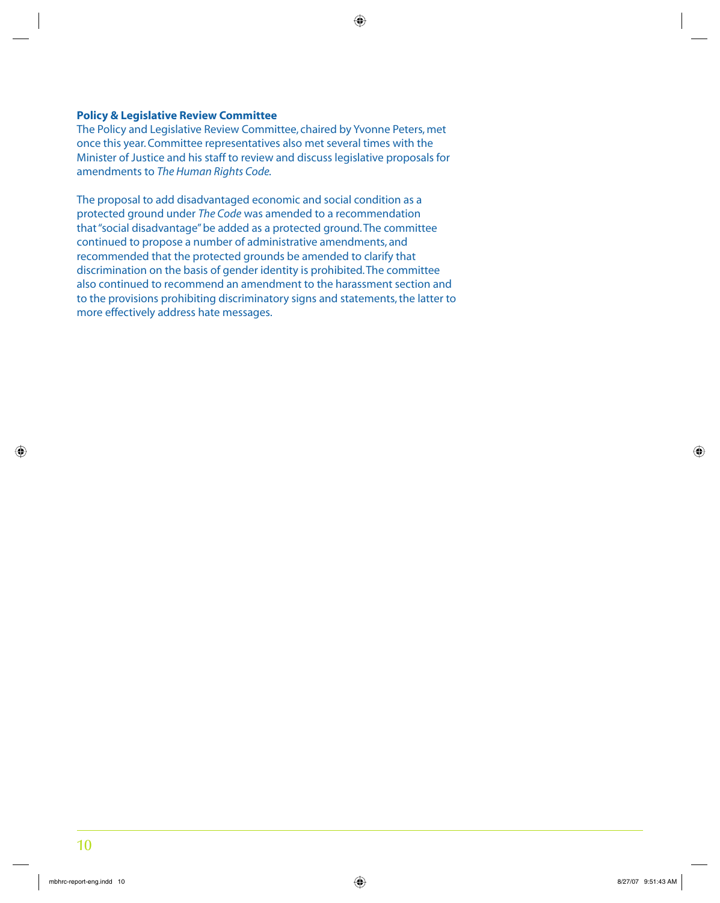### Policy & Legislative Review Committee

The Policy and Legislative Review Committee, chaired by Yvonne Peters, met once this year. Committee representatives also met several times with the Minister of Justice and his staff to review and discuss legislative proposals for amendments to *The Human Rights Code.*

The proposal to add disadvantaged economic and social condition as a protected ground under *The Code* was amended to a recommendation that "social disadvantage" be added as a protected ground. The committee continued to propose a number of administrative amendments, and recommended that the protected grounds be amended to clarify that discrimination on the basis of gender identity is prohibited. The committee also continued to recommend an amendment to the harassment section and to the provisions prohibiting discriminatory signs and statements, the latter to more effectively address hate messages.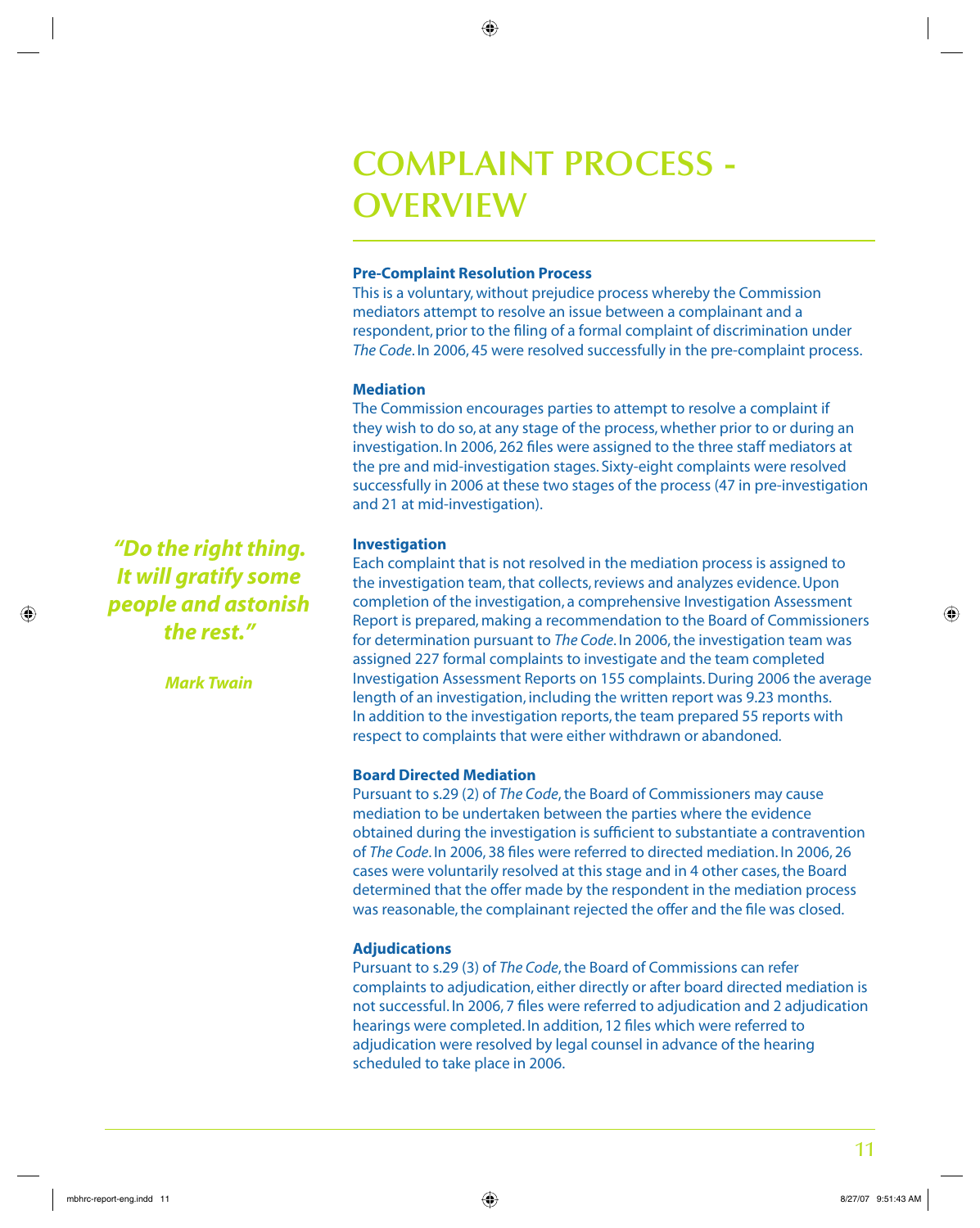# COMPLAINT PROCESS - OVERVIEW

**Pre-Complaint Resolution Process**

This is a voluntary, without prejudice process whereby the Commission mediators attempt to resolve an issue between a complainant and a respondent, prior to the filing of a formal complaint of discrimination under *The Code*. In 2006, 45 were resolved successfully in the pre-complaint process.

**Mediation**

The Commission encourages parties to attempt to resolve a complaint if they wish to do so, at any stage of the process, whether prior to or during an investigation. In 2006, 262 files were assigned to the three staff mediators at the pre and mid-investigation stages. Sixty-eight complaints were resolved successfully in 2006 at these two stages of the process (47 in pre-investigation and 21 at mid-investigation).

***"Do the right thing. It will gratify some people and astonish the rest."***

***Mark Twain***

**Investigation**

Each complaint that is not resolved in the mediation process is assigned to the investigation team, that collects, reviews and analyzes evidence. Upon completion of the investigation, a comprehensive Investigation Assessment Report is prepared, making a recommendation to the Board of Commissioners for determination pursuant to *The Code*. In 2006, the investigation team was assigned 227 formal complaints to investigate and the team completed Investigation Assessment Reports on 155 complaints. During 2006 the average length of an investigation, including the written report was 9.23 months. In addition to the investigation reports, the team prepared 55 reports with respect to complaints that were either withdrawn or abandoned.

**Board Directed Mediation**

Pursuant to s.29 (2) of *The Code*, the Board of Commissioners may cause mediation to be undertaken between the parties where the evidence obtained during the investigation is sufficient to substantiate a contravention of *The Code*. In 2006, 38 files were referred to directed mediation. In 2006, 26 cases were voluntarily resolved at this stage and in 4 other cases, the Board determined that the offer made by the respondent in the mediation process was reasonable, the complainant rejected the offer and the file was closed.

**Adjudications**

Pursuant to s.29 (3) of *The Code*, the Board of Commissions can refer complaints to adjudication, either directly or after board directed mediation is not successful. In 2006, 7 files were referred to adjudication and 2 adjudication hearings were completed. In addition, 12 files which were referred to adjudication were resolved by legal counsel in advance of the hearing scheduled to take place in 2006.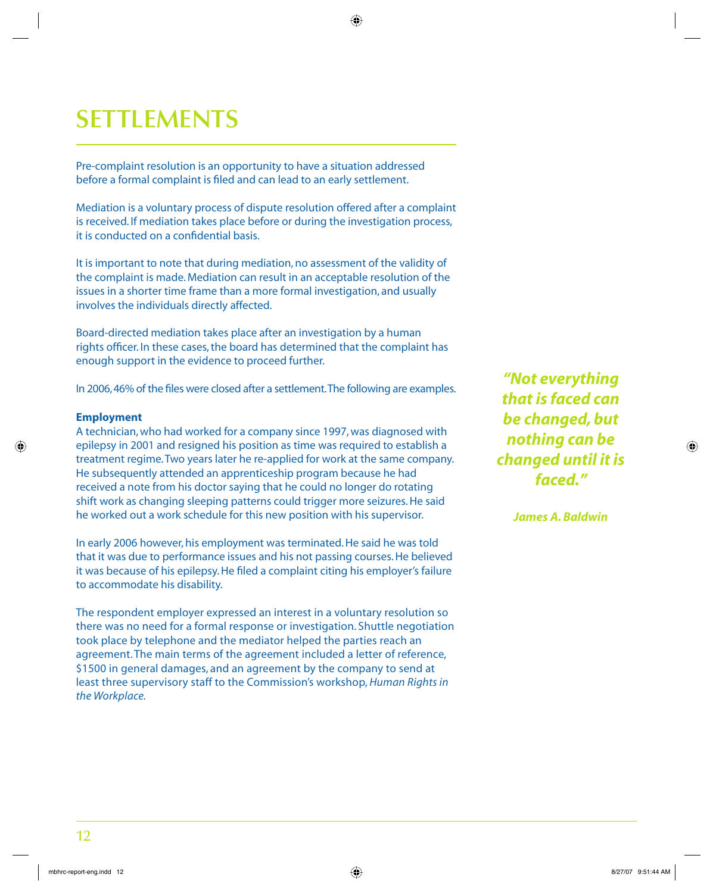# SETTLEMENTS

Pre-complaint resolution is an opportunity to have a situation addressed before a formal complaint is filed and can lead to an early settlement.

Mediation is a voluntary process of dispute resolution offered after a complaint is received. If mediation takes place before or during the investigation process, it is conducted on a confidential basis.

It is important to note that during mediation, no assessment of the validity of the complaint is made. Mediation can result in an acceptable resolution of the issues in a shorter time frame than a more formal investigation, and usually involves the individuals directly affected.

Board-directed mediation takes place after an investigation by a human rights officer. In these cases, the board has determined that the complaint has enough support in the evidence to proceed further.

In 2006, 46% of the files were closed after a settlement. The following are examples.

**Employment**

A technician, who had worked for a company since 1997, was diagnosed with epilepsy in 2001 and resigned his position as time was required to establish a treatment regime. Two years later he re-applied for work at the same company. He subsequently attended an apprenticeship program because he had received a note from his doctor saying that he could no longer do rotating shift work as changing sleeping patterns could trigger more seizures. He said he worked out a work schedule for this new position with his supervisor.

In early 2006 however, his employment was terminated. He said he was told that it was due to performance issues and his not passing courses. He believed it was because of his epilepsy. He filed a complaint citing his employer's failure to accommodate his disability.

The respondent employer expressed an interest in a voluntary resolution so there was no need for a formal response or investigation. Shuttle negotiation took place by telephone and the mediator helped the parties reach an agreement. The main terms of the agreement included a letter of reference, $1500 in general damages, and an agreement by the company to send at least three supervisory staff to the Commission's workshop, *Human Rights in the Workplace.*

> ***"Not everything that is faced can be changed, but nothing can be changed until it is faced."***
>
> ***James A. Baldwin***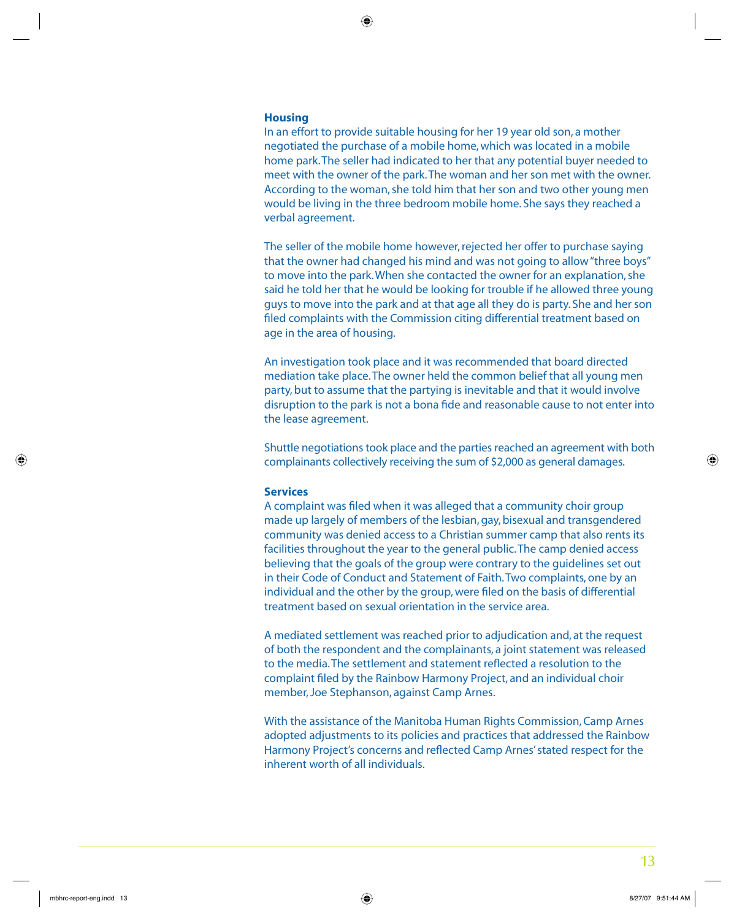## Housing

In an effort to provide suitable housing for her 19 year old son, a mother negotiated the purchase of a mobile home, which was located in a mobile home park. The seller had indicated to her that any potential buyer needed to meet with the owner of the park. The woman and her son met with the owner. According to the woman, she told him that her son and two other young men would be living in the three bedroom mobile home. She says they reached a verbal agreement.

The seller of the mobile home however, rejected her offer to purchase saying that the owner had changed his mind and was not going to allow "three boys" to move into the park. When she contacted the owner for an explanation, she said he told her that he would be looking for trouble if he allowed three young guys to move into the park and at that age all they do is party. She and her son filed complaints with the Commission citing differential treatment based on age in the area of housing.

An investigation took place and it was recommended that board directed mediation take place. The owner held the common belief that all young men party, but to assume that the partying is inevitable and that it would involve disruption to the park is not a bona fide and reasonable cause to not enter into the lease agreement.

Shuttle negotiations took place and the parties reached an agreement with both complainants collectively receiving the sum of $2,000 as general damages.

## Services

A complaint was filed when it was alleged that a community choir group made up largely of members of the lesbian, gay, bisexual and transgendered community was denied access to a Christian summer camp that also rents its facilities throughout the year to the general public. The camp denied access believing that the goals of the group were contrary to the guidelines set out in their Code of Conduct and Statement of Faith. Two complaints, one by an individual and the other by the group, were filed on the basis of differential treatment based on sexual orientation in the service area.

A mediated settlement was reached prior to adjudication and, at the request of both the respondent and the complainants, a joint statement was released to the media. The settlement and statement reflected a resolution to the complaint filed by the Rainbow Harmony Project, and an individual choir member, Joe Stephanson, against Camp Arnes.

With the assistance of the Manitoba Human Rights Commission, Camp Arnes adopted adjustments to its policies and practices that addressed the Rainbow Harmony Project's concerns and reflected Camp Arnes' stated respect for the inherent worth of all individuals.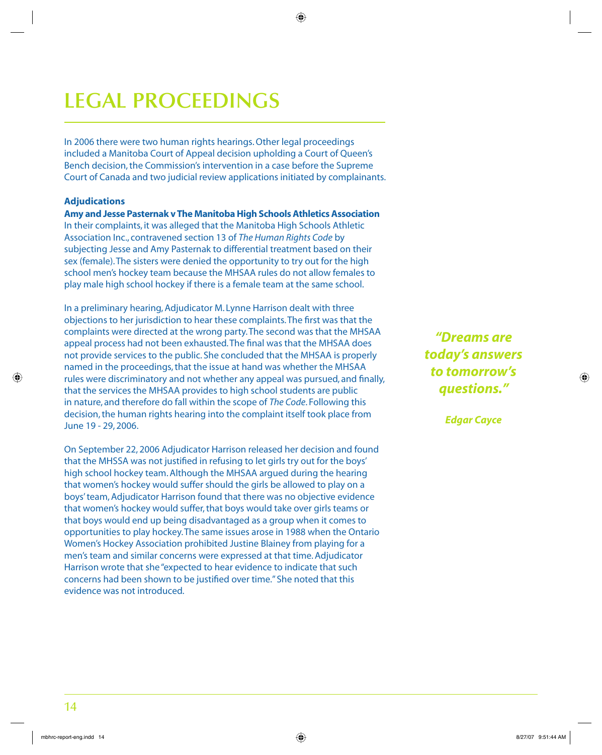# LEGAL PROCEEDINGS

In 2006 there were two human rights hearings. Other legal proceedings included a Manitoba Court of Appeal decision upholding a Court of Queen's Bench decision, the Commission's intervention in a case before the Supreme Court of Canada and two judicial review applications initiated by complainants.

## Adjudications

### Amy and Jesse Pasternak v The Manitoba High Schools Athletics Association

In their complaints, it was alleged that the Manitoba High Schools Athletic Association Inc., contravened section 13 of *The Human Rights Code* by subjecting Jesse and Amy Pasternak to differential treatment based on their sex (female). The sisters were denied the opportunity to try out for the high school men's hockey team because the MHSAA rules do not allow females to play male high school hockey if there is a female team at the same school.

In a preliminary hearing, Adjudicator M. Lynne Harrison dealt with three objections to her jurisdiction to hear these complaints. The first was that the complaints were directed at the wrong party. The second was that the MHSAA appeal process had not been exhausted. The final was that the MHSAA does not provide services to the public. She concluded that the MHSAA is properly named in the proceedings, that the issue at hand was whether the MHSAA rules were discriminatory and not whether any appeal was pursued, and finally, that the services the MHSAA provides to high school students are public in nature, and therefore do fall within the scope of *The Code*. Following this decision, the human rights hearing into the complaint itself took place from June 19 - 29, 2006.

On September 22, 2006 Adjudicator Harrison released her decision and found that the MHSSA was not justified in refusing to let girls try out for the boys' high school hockey team. Although the MHSAA argued during the hearing that women's hockey would suffer should the girls be allowed to play on a boys' team, Adjudicator Harrison found that there was no objective evidence that women's hockey would suffer, that boys would take over girls teams or that boys would end up being disadvantaged as a group when it comes to opportunities to play hockey. The same issues arose in 1988 when the Ontario Women's Hockey Association prohibited Justine Blainey from playing for a men's team and similar concerns were expressed at that time. Adjudicator Harrison wrote that she "expected to hear evidence to indicate that such concerns had been shown to be justified over time." She noted that this evidence was not introduced.

***"Dreams are today's answers to tomorrow's questions."***

***Edgar Cayce***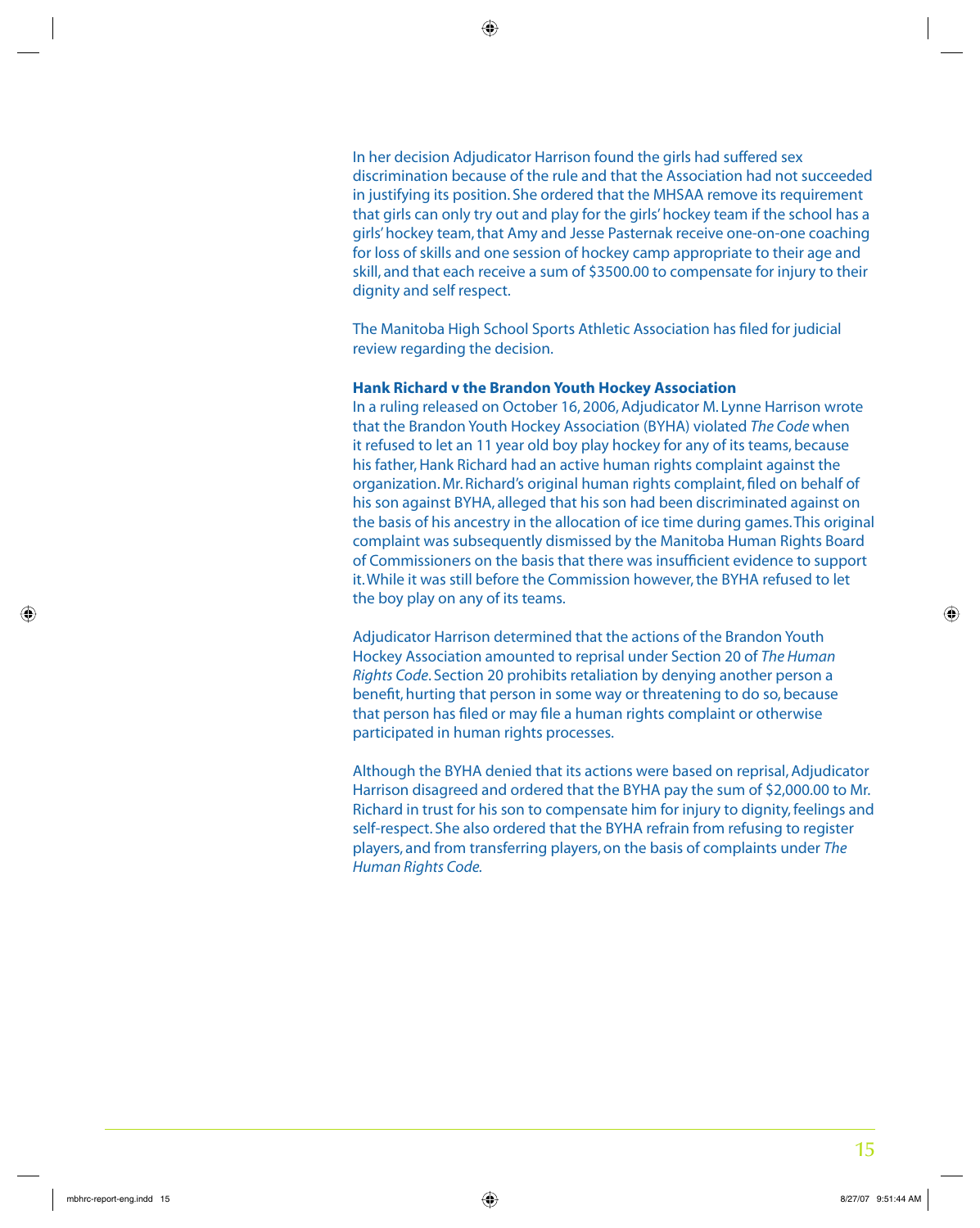In her decision Adjudicator Harrison found the girls had suffered sex discrimination because of the rule and that the Association had not succeeded in justifying its position. She ordered that the MHSAA remove its requirement that girls can only try out and play for the girls' hockey team if the school has a girls' hockey team, that Amy and Jesse Pasternak receive one-on-one coaching for loss of skills and one session of hockey camp appropriate to their age and skill, and that each receive a sum of $3500.00 to compensate for injury to their dignity and self respect.

The Manitoba High School Sports Athletic Association has filed for judicial review regarding the decision.

**Hank Richard v the Brandon Youth Hockey Association**

In a ruling released on October 16, 2006, Adjudicator M. Lynne Harrison wrote that the Brandon Youth Hockey Association (BYHA) violated *The Code* when it refused to let an 11 year old boy play hockey for any of its teams, because his father, Hank Richard had an active human rights complaint against the organization. Mr. Richard's original human rights complaint, filed on behalf of his son against BYHA, alleged that his son had been discriminated against on the basis of his ancestry in the allocation of ice time during games. This original complaint was subsequently dismissed by the Manitoba Human Rights Board of Commissioners on the basis that there was insufficient evidence to support it. While it was still before the Commission however, the BYHA refused to let the boy play on any of its teams.

Adjudicator Harrison determined that the actions of the Brandon Youth Hockey Association amounted to reprisal under Section 20 of *The Human Rights Code*. Section 20 prohibits retaliation by denying another person a benefit, hurting that person in some way or threatening to do so, because that person has filed or may file a human rights complaint or otherwise participated in human rights processes.

Although the BYHA denied that its actions were based on reprisal, Adjudicator Harrison disagreed and ordered that the BYHA pay the sum of $2,000.00 to Mr. Richard in trust for his son to compensate him for injury to dignity, feelings and self-respect. She also ordered that the BYHA refrain from refusing to register players, and from transferring players, on the basis of complaints under *The Human Rights Code.*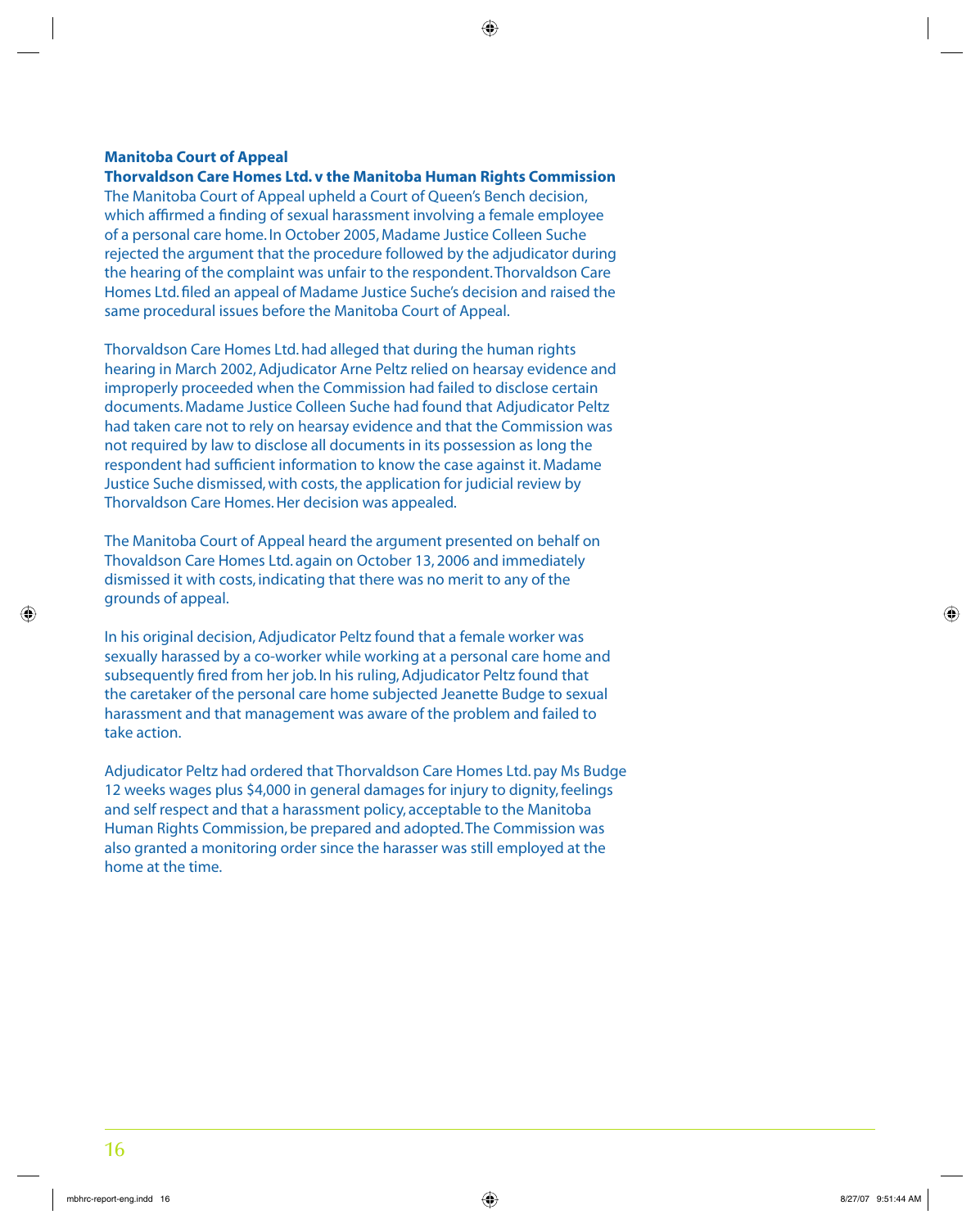**Manitoba Court of Appeal**

**Thorvaldson Care Homes Ltd. v the Manitoba Human Rights Commission**

The Manitoba Court of Appeal upheld a Court of Queen's Bench decision, which affirmed a finding of sexual harassment involving a female employee of a personal care home. In October 2005, Madame Justice Colleen Suche rejected the argument that the procedure followed by the adjudicator during the hearing of the complaint was unfair to the respondent. Thorvaldson Care Homes Ltd. filed an appeal of Madame Justice Suche's decision and raised the same procedural issues before the Manitoba Court of Appeal.

Thorvaldson Care Homes Ltd. had alleged that during the human rights hearing in March 2002, Adjudicator Arne Peltz relied on hearsay evidence and improperly proceeded when the Commission had failed to disclose certain documents. Madame Justice Colleen Suche had found that Adjudicator Peltz had taken care not to rely on hearsay evidence and that the Commission was not required by law to disclose all documents in its possession as long the respondent had sufficient information to know the case against it. Madame Justice Suche dismissed, with costs, the application for judicial review by Thorvaldson Care Homes. Her decision was appealed.

The Manitoba Court of Appeal heard the argument presented on behalf on Thovaldson Care Homes Ltd. again on October 13, 2006 and immediately dismissed it with costs, indicating that there was no merit to any of the grounds of appeal.

In his original decision, Adjudicator Peltz found that a female worker was sexually harassed by a co-worker while working at a personal care home and subsequently fired from her job. In his ruling, Adjudicator Peltz found that the caretaker of the personal care home subjected Jeanette Budge to sexual harassment and that management was aware of the problem and failed to take action.

Adjudicator Peltz had ordered that Thorvaldson Care Homes Ltd. pay Ms Budge 12 weeks wages plus $4,000 in general damages for injury to dignity, feelings and self respect and that a harassment policy, acceptable to the Manitoba Human Rights Commission, be prepared and adopted. The Commission was also granted a monitoring order since the harasser was still employed at the home at the time.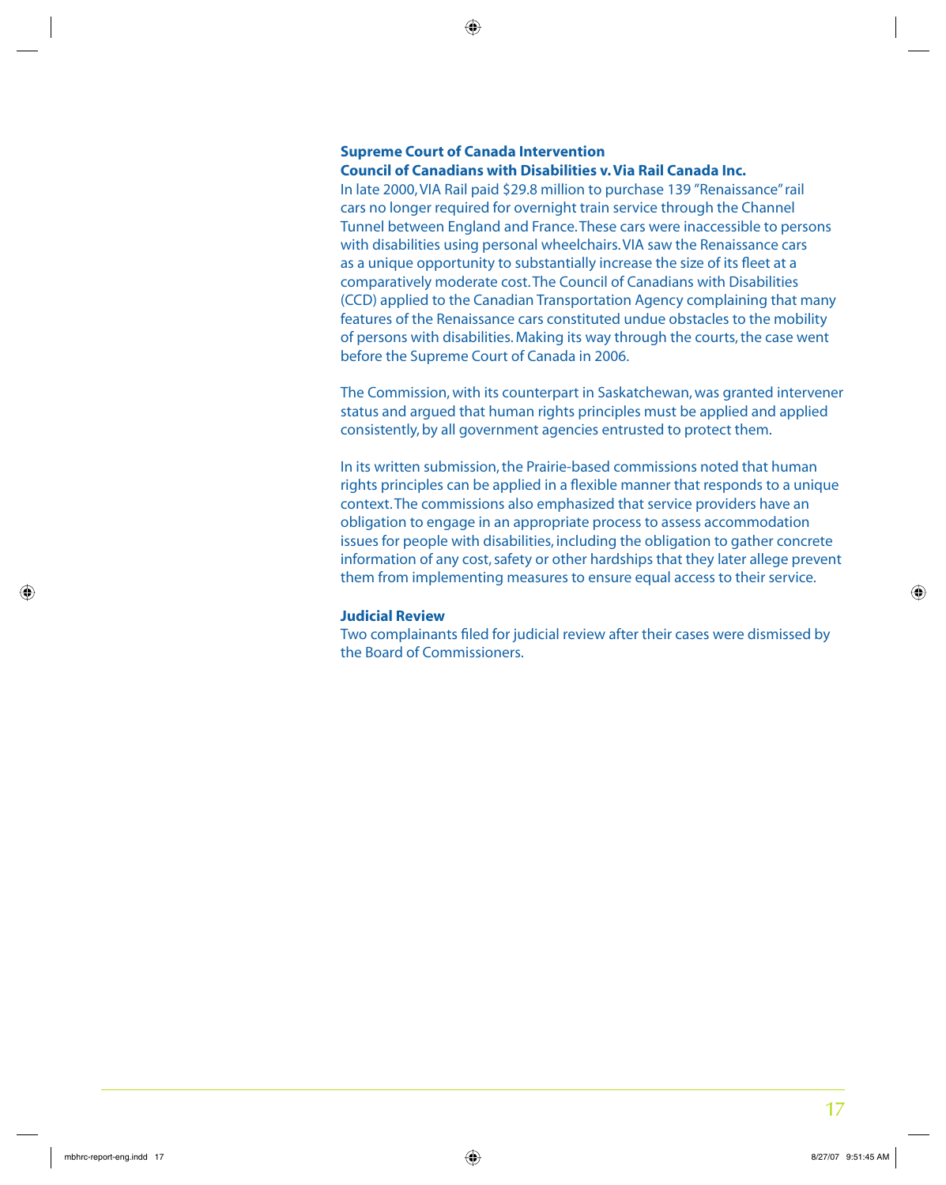### Supreme Court of Canada Intervention

**Council of Canadians with Disabilities v. Via Rail Canada Inc.**

In late 2000, VIA Rail paid $29.8 million to purchase 139 "Renaissance" rail cars no longer required for overnight train service through the Channel Tunnel between England and France. These cars were inaccessible to persons with disabilities using personal wheelchairs. VIA saw the Renaissance cars as a unique opportunity to substantially increase the size of its fleet at a comparatively moderate cost. The Council of Canadians with Disabilities (CCD) applied to the Canadian Transportation Agency complaining that many features of the Renaissance cars constituted undue obstacles to the mobility of persons with disabilities. Making its way through the courts, the case went before the Supreme Court of Canada in 2006.

The Commission, with its counterpart in Saskatchewan, was granted intervener status and argued that human rights principles must be applied and applied consistently, by all government agencies entrusted to protect them.

In its written submission, the Prairie-based commissions noted that human rights principles can be applied in a flexible manner that responds to a unique context. The commissions also emphasized that service providers have an obligation to engage in an appropriate process to assess accommodation issues for people with disabilities, including the obligation to gather concrete information of any cost, safety or other hardships that they later allege prevent them from implementing measures to ensure equal access to their service.

### Judicial Review

Two complainants filed for judicial review after their cases were dismissed by the Board of Commissioners.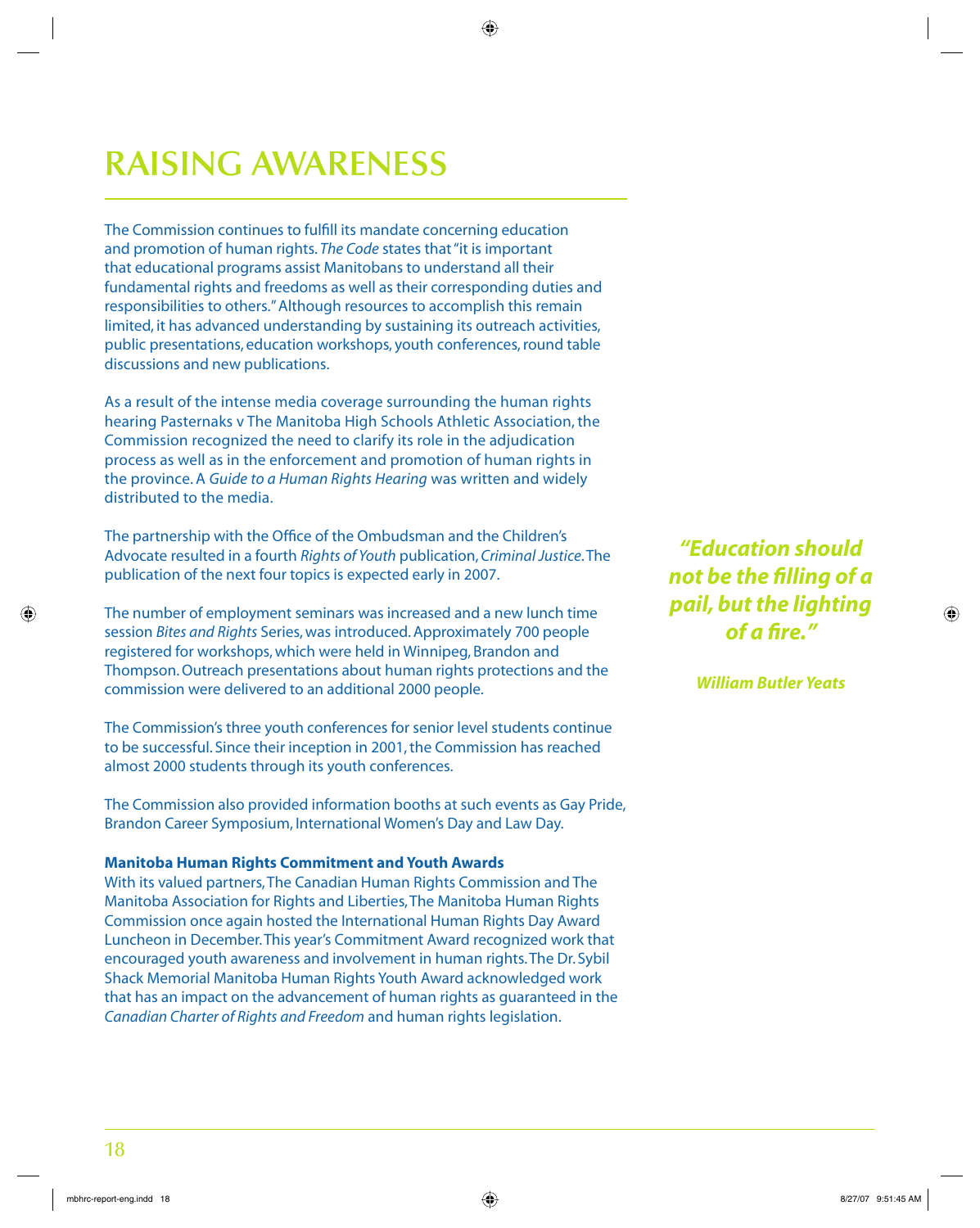# RAISING AWARENESS

The Commission continues to fulfill its mandate concerning education and promotion of human rights. *The Code* states that "it is important that educational programs assist Manitobans to understand all their fundamental rights and freedoms as well as their corresponding duties and responsibilities to others." Although resources to accomplish this remain limited, it has advanced understanding by sustaining its outreach activities, public presentations, education workshops, youth conferences, round table discussions and new publications.

As a result of the intense media coverage surrounding the human rights hearing Pasternaks v The Manitoba High Schools Athletic Association, the Commission recognized the need to clarify its role in the adjudication process as well as in the enforcement and promotion of human rights in the province. A *Guide to a Human Rights Hearing* was written and widely distributed to the media.

The partnership with the Office of the Ombudsman and the Children's Advocate resulted in a fourth *Rights of Youth* publication, *Criminal Justice*. The publication of the next four topics is expected early in 2007.

The number of employment seminars was increased and a new lunch time session *Bites and Rights* Series, was introduced. Approximately 700 people registered for workshops, which were held in Winnipeg, Brandon and Thompson. Outreach presentations about human rights protections and the commission were delivered to an additional 2000 people.

The Commission's three youth conferences for senior level students continue to be successful. Since their inception in 2001, the Commission has reached almost 2000 students through its youth conferences.

The Commission also provided information booths at such events as Gay Pride, Brandon Career Symposium, International Women's Day and Law Day.

**Manitoba Human Rights Commitment and Youth Awards**

With its valued partners, The Canadian Human Rights Commission and The Manitoba Association for Rights and Liberties, The Manitoba Human Rights Commission once again hosted the International Human Rights Day Award Luncheon in December. This year's Commitment Award recognized work that encouraged youth awareness and involvement in human rights. The Dr. Sybil Shack Memorial Manitoba Human Rights Youth Award acknowledged work that has an impact on the advancement of human rights as guaranteed in the *Canadian Charter of Rights and Freedom* and human rights legislation.

***"Education should not be the filling of a pail, but the lighting of a fire."***

***William Butler Yeats***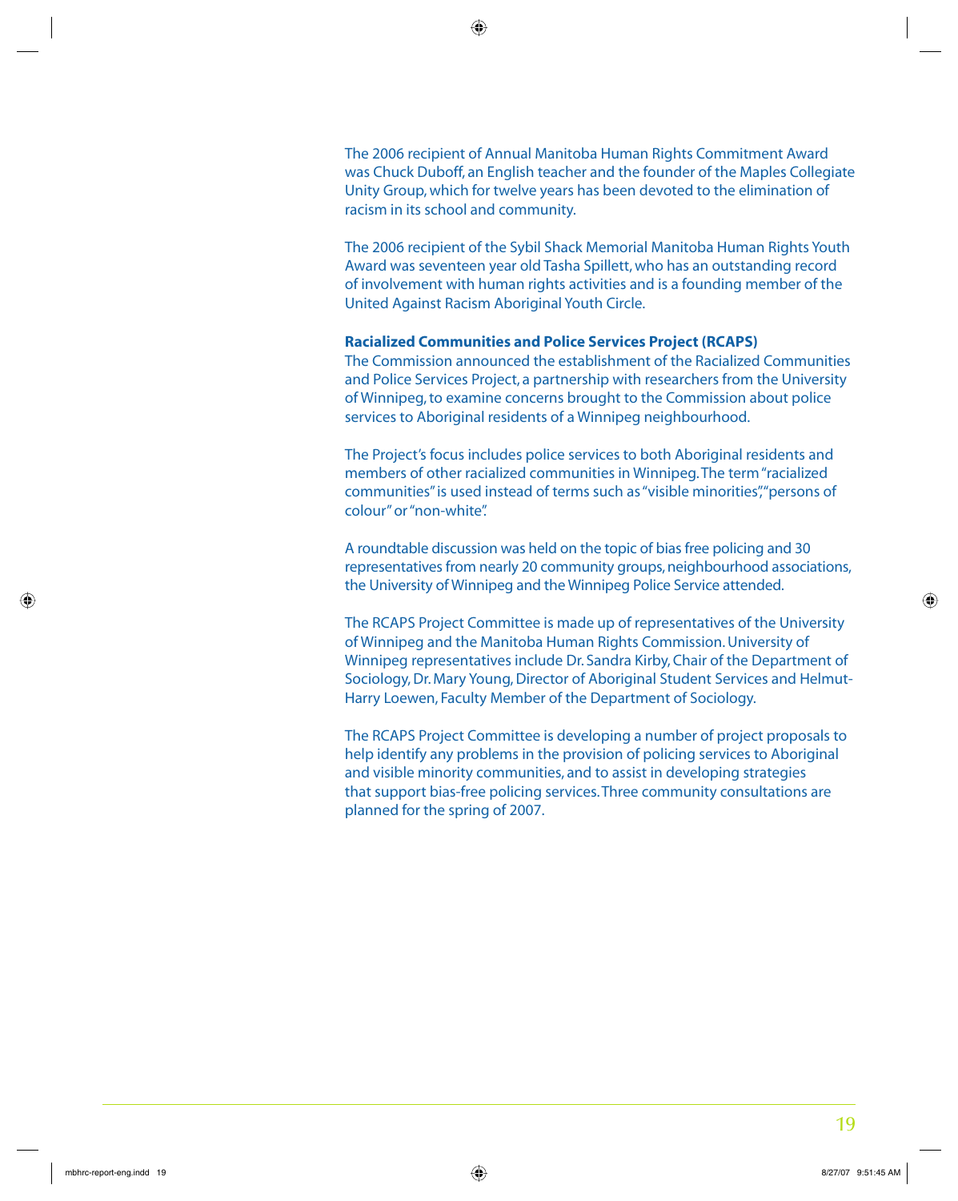The 2006 recipient of Annual Manitoba Human Rights Commitment Award was Chuck Duboff, an English teacher and the founder of the Maples Collegiate Unity Group, which for twelve years has been devoted to the elimination of racism in its school and community.

The 2006 recipient of the Sybil Shack Memorial Manitoba Human Rights Youth Award was seventeen year old Tasha Spillett, who has an outstanding record of involvement with human rights activities and is a founding member of the United Against Racism Aboriginal Youth Circle.

**Racialized Communities and Police Services Project (RCAPS)**

The Commission announced the establishment of the Racialized Communities and Police Services Project, a partnership with researchers from the University of Winnipeg, to examine concerns brought to the Commission about police services to Aboriginal residents of a Winnipeg neighbourhood.

The Project's focus includes police services to both Aboriginal residents and members of other racialized communities in Winnipeg. The term "racialized communities" is used instead of terms such as "visible minorities", "persons of colour" or "non-white".

A roundtable discussion was held on the topic of bias free policing and 30 representatives from nearly 20 community groups, neighbourhood associations, the University of Winnipeg and the Winnipeg Police Service attended.

The RCAPS Project Committee is made up of representatives of the University of Winnipeg and the Manitoba Human Rights Commission. University of Winnipeg representatives include Dr. Sandra Kirby, Chair of the Department of Sociology, Dr. Mary Young, Director of Aboriginal Student Services and Helmut-Harry Loewen, Faculty Member of the Department of Sociology.

The RCAPS Project Committee is developing a number of project proposals to help identify any problems in the provision of policing services to Aboriginal and visible minority communities, and to assist in developing strategies that support bias-free policing services. Three community consultations are planned for the spring of 2007.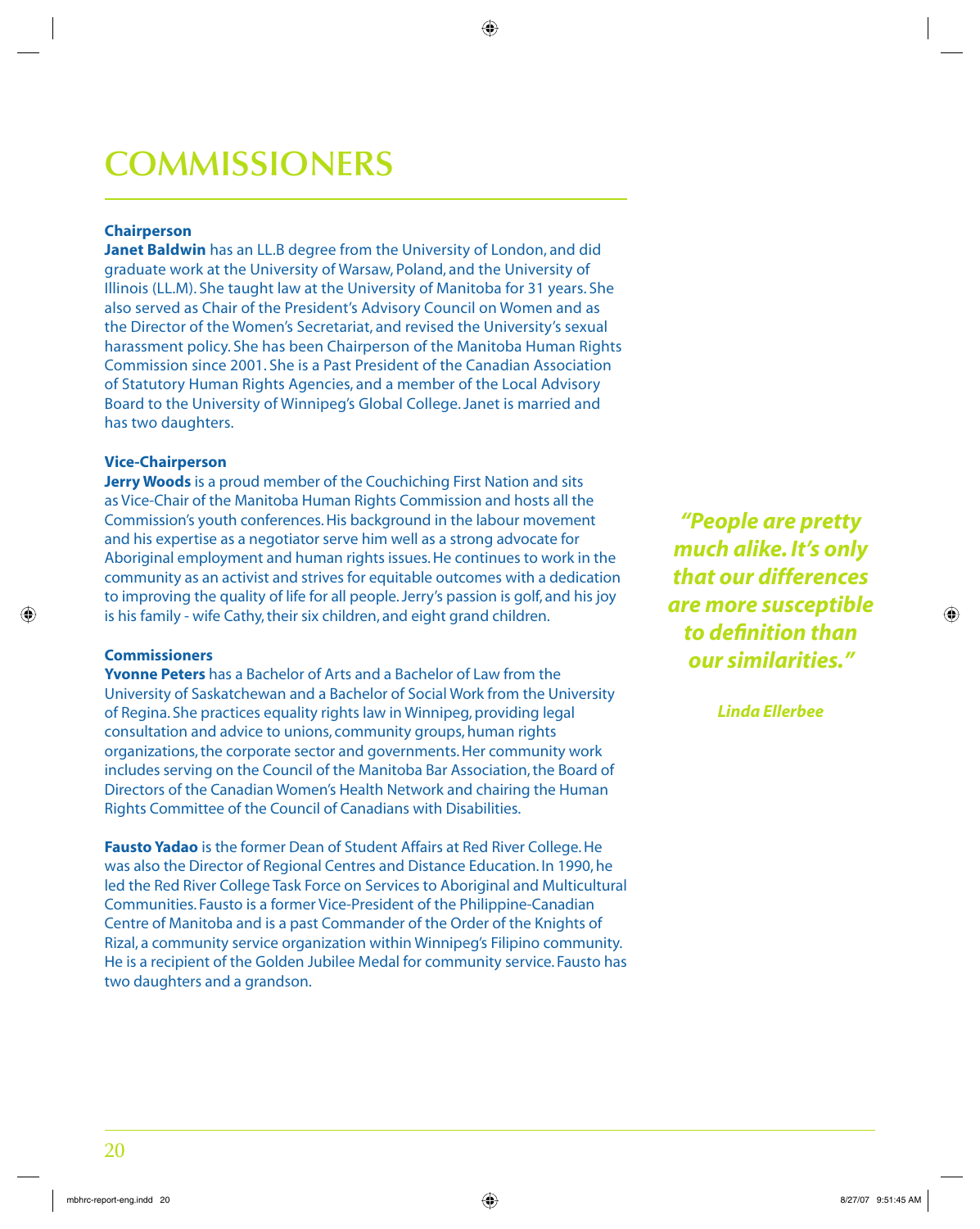# COMMISSIONERS

### Chairperson

**Janet Baldwin** has an LL.B degree from the University of London, and did graduate work at the University of Warsaw, Poland, and the University of Illinois (LL.M). She taught law at the University of Manitoba for 31 years. She also served as Chair of the President's Advisory Council on Women and as the Director of the Women's Secretariat, and revised the University's sexual harassment policy. She has been Chairperson of the Manitoba Human Rights Commission since 2001. She is a Past President of the Canadian Association of Statutory Human Rights Agencies, and a member of the Local Advisory Board to the University of Winnipeg's Global College. Janet is married and has two daughters.

### Vice-Chairperson

**Jerry Woods** is a proud member of the Couchiching First Nation and sits as Vice-Chair of the Manitoba Human Rights Commission and hosts all the Commission's youth conferences. His background in the labour movement and his expertise as a negotiator serve him well as a strong advocate for Aboriginal employment and human rights issues. He continues to work in the community as an activist and strives for equitable outcomes with a dedication to improving the quality of life for all people. Jerry's passion is golf, and his joy is his family - wife Cathy, their six children, and eight grand children.

### Commissioners

**Yvonne Peters** has a Bachelor of Arts and a Bachelor of Law from the University of Saskatchewan and a Bachelor of Social Work from the University of Regina. She practices equality rights law in Winnipeg, providing legal consultation and advice to unions, community groups, human rights organizations, the corporate sector and governments. Her community work includes serving on the Council of the Manitoba Bar Association, the Board of Directors of the Canadian Women's Health Network and chairing the Human Rights Committee of the Council of Canadians with Disabilities.

**Fausto Yadao** is the former Dean of Student Affairs at Red River College. He was also the Director of Regional Centres and Distance Education. In 1990, he led the Red River College Task Force on Services to Aboriginal and Multicultural Communities. Fausto is a former Vice-President of the Philippine-Canadian Centre of Manitoba and is a past Commander of the Order of the Knights of Rizal, a community service organization within Winnipeg's Filipino community. He is a recipient of the Golden Jubilee Medal for community service. Fausto has two daughters and a grandson.

***"People are pretty much alike. It's only that our differences are more susceptible to definition than our similarities."***

***Linda Ellerbee***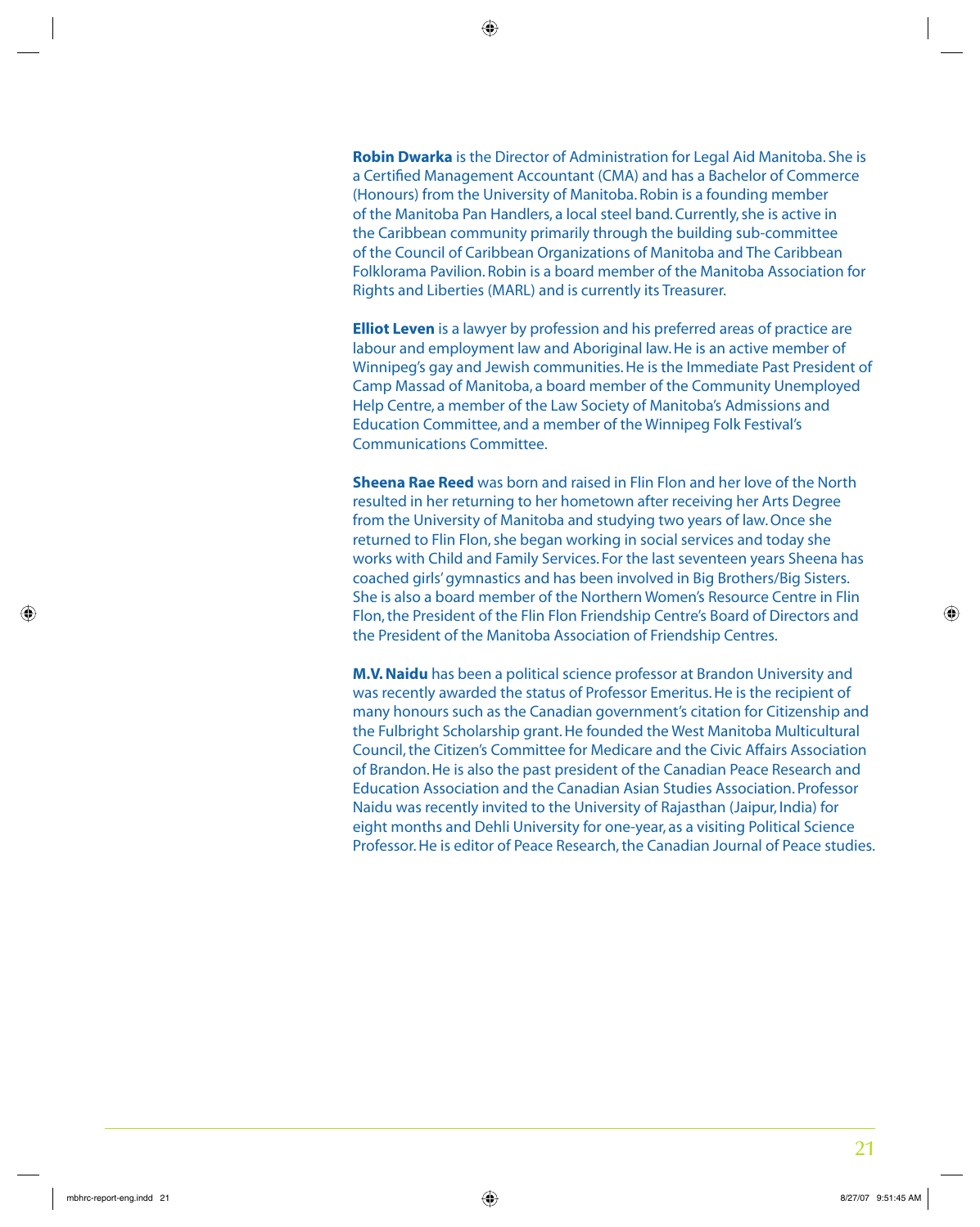**Robin Dwarka** is the Director of Administration for Legal Aid Manitoba. She is a Certified Management Accountant (CMA) and has a Bachelor of Commerce (Honours) from the University of Manitoba. Robin is a founding member of the Manitoba Pan Handlers, a local steel band. Currently, she is active in the Caribbean community primarily through the building sub-committee of the Council of Caribbean Organizations of Manitoba and The Caribbean Folklorama Pavilion. Robin is a board member of the Manitoba Association for Rights and Liberties (MARL) and is currently its Treasurer.

**Elliot Leven** is a lawyer by profession and his preferred areas of practice are labour and employment law and Aboriginal law. He is an active member of Winnipeg's gay and Jewish communities. He is the Immediate Past President of Camp Massad of Manitoba, a board member of the Community Unemployed Help Centre, a member of the Law Society of Manitoba's Admissions and Education Committee, and a member of the Winnipeg Folk Festival's Communications Committee.

**Sheena Rae Reed** was born and raised in Flin Flon and her love of the North resulted in her returning to her hometown after receiving her Arts Degree from the University of Manitoba and studying two years of law. Once she returned to Flin Flon, she began working in social services and today she works with Child and Family Services. For the last seventeen years Sheena has coached girls' gymnastics and has been involved in Big Brothers/Big Sisters. She is also a board member of the Northern Women's Resource Centre in Flin Flon, the President of the Flin Flon Friendship Centre's Board of Directors and the President of the Manitoba Association of Friendship Centres.

**M.V. Naidu** has been a political science professor at Brandon University and was recently awarded the status of Professor Emeritus. He is the recipient of many honours such as the Canadian government's citation for Citizenship and the Fulbright Scholarship grant. He founded the West Manitoba Multicultural Council, the Citizen's Committee for Medicare and the Civic Affairs Association of Brandon. He is also the past president of the Canadian Peace Research and Education Association and the Canadian Asian Studies Association. Professor Naidu was recently invited to the University of Rajasthan (Jaipur, India) for eight months and Dehli University for one-year, as a visiting Political Science Professor. He is editor of Peace Research, the Canadian Journal of Peace studies.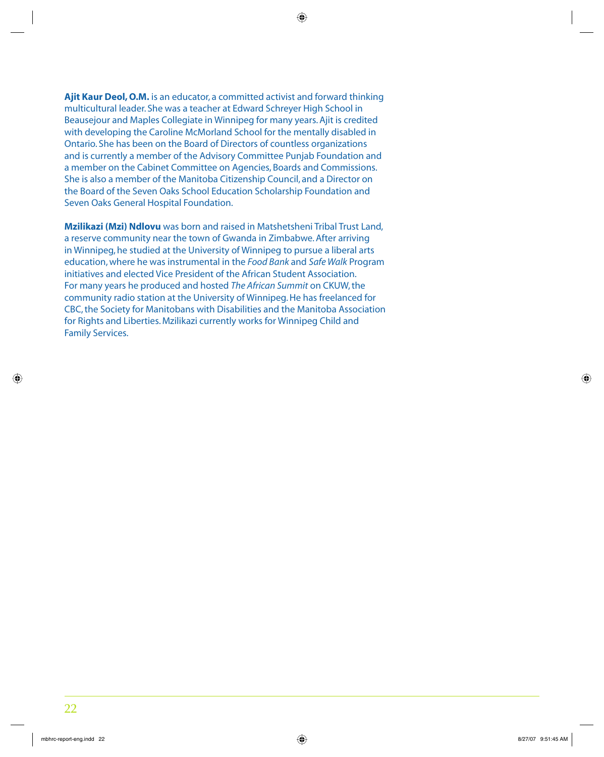**Ajit Kaur Deol, O.M.** is an educator, a committed activist and forward thinking multicultural leader. She was a teacher at Edward Schreyer High School in Beausejour and Maples Collegiate in Winnipeg for many years. Ajit is credited with developing the Caroline McMorland School for the mentally disabled in Ontario. She has been on the Board of Directors of countless organizations and is currently a member of the Advisory Committee Punjab Foundation and a member on the Cabinet Committee on Agencies, Boards and Commissions. She is also a member of the Manitoba Citizenship Council, and a Director on the Board of the Seven Oaks School Education Scholarship Foundation and Seven Oaks General Hospital Foundation.

**Mzilikazi (Mzi) Ndlovu** was born and raised in Matshetsheni Tribal Trust Land, a reserve community near the town of Gwanda in Zimbabwe. After arriving in Winnipeg, he studied at the University of Winnipeg to pursue a liberal arts education, where he was instrumental in the *Food Bank* and *Safe Walk* Program initiatives and elected Vice President of the African Student Association. For many years he produced and hosted *The African Summit* on CKUW, the community radio station at the University of Winnipeg. He has freelanced for CBC, the Society for Manitobans with Disabilities and the Manitoba Association for Rights and Liberties. Mzilikazi currently works for Winnipeg Child and Family Services.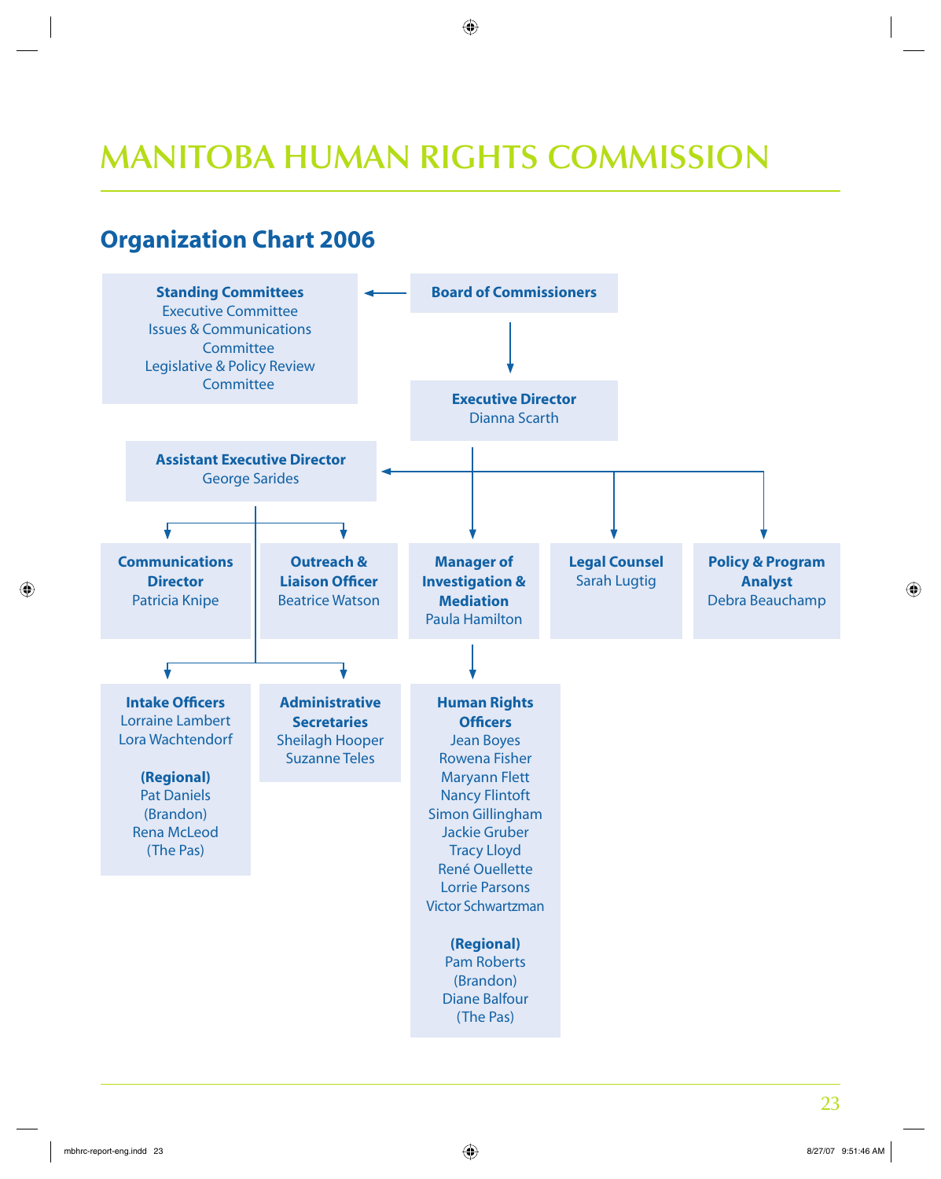# MANITOBA HUMAN RIGHTS COMMISSION

## Organization Chart 2006

**Board of Commissioners**

**Standing Committees**
Executive Committee
Issues & Communications Committee
Legislative & Policy Review Committee

**Executive Director**
Dianna Scarth

**Assistant Executive Director**
George Sarides

**Communications Director**
Patricia Knipe

**Outreach & Liaison Officer**
Beatrice Watson

**Manager of Investigation & Mediation**
Paula Hamilton

**Legal Counsel**
Sarah Lugtig

**Policy & Program Analyst**
Debra Beauchamp

**Intake Officers**
Lorraine Lambert
Lora Wachtendorf

**(Regional)**
Pat Daniels (Brandon)
Rena McLeod (The Pas)

**Administrative Secretaries**
Sheilagh Hooper
Suzanne Teles

**Human Rights Officers**
Jean Boyes
Rowena Fisher
Maryann Flett
Nancy Flintoft
Simon Gillingham
Jackie Gruber
Tracy Lloyd
René Ouellette
Lorrie Parsons
Victor Schwartzman

**(Regional)**
Pam Roberts (Brandon)
Diane Balfour (The Pas)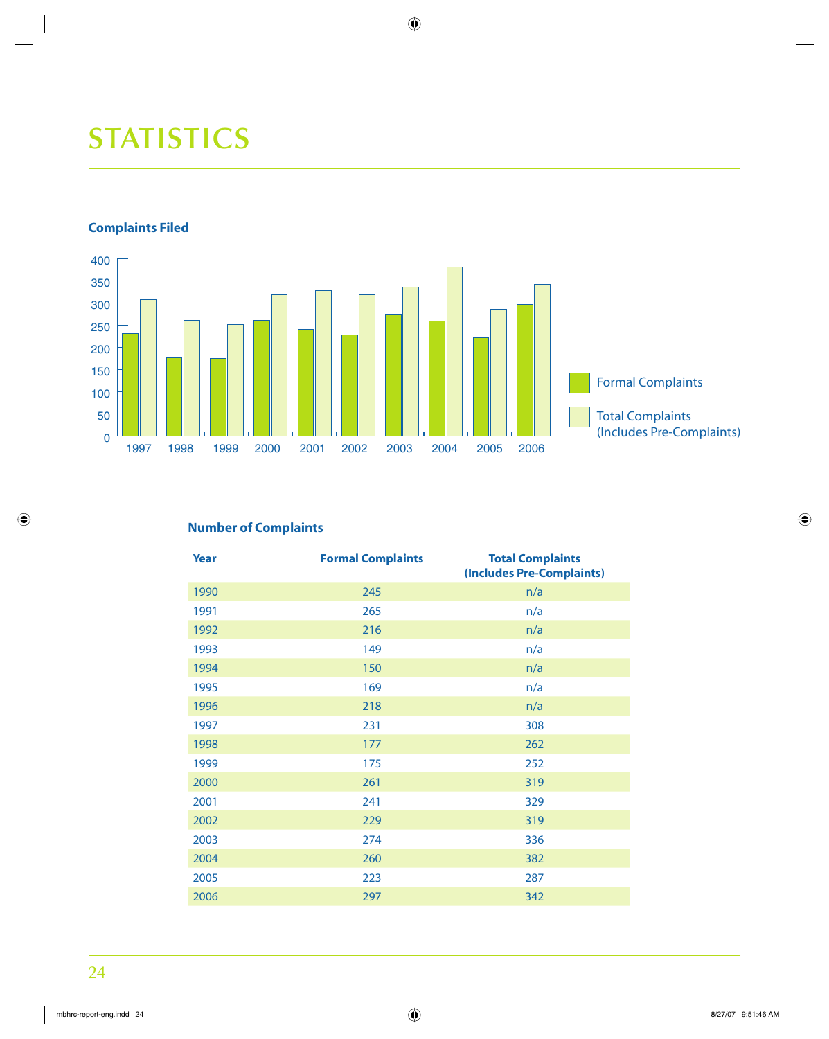# STATISTICS

**Complaints Filed**

**Number of Complaints**

| Year | Formal Complaints | Total Complaints (Includes Pre-Complaints) |
|---|---|---|
| 1990 | 245 | n/a |
| 1991 | 265 | n/a |
| 1992 | 216 | n/a |
| 1993 | 149 | n/a |
| 1994 | 150 | n/a |
| 1995 | 169 | n/a |
| 1996 | 218 | n/a |
| 1997 | 231 | 308 |
| 1998 | 177 | 262 |
| 1999 | 175 | 252 |
| 2000 | 261 | 319 |
| 2001 | 241 | 329 |
| 2002 | 229 | 319 |
| 2003 | 274 | 336 |
| 2004 | 260 | 382 |
| 2005 | 223 | 287 |
| 2006 | 297 | 342 |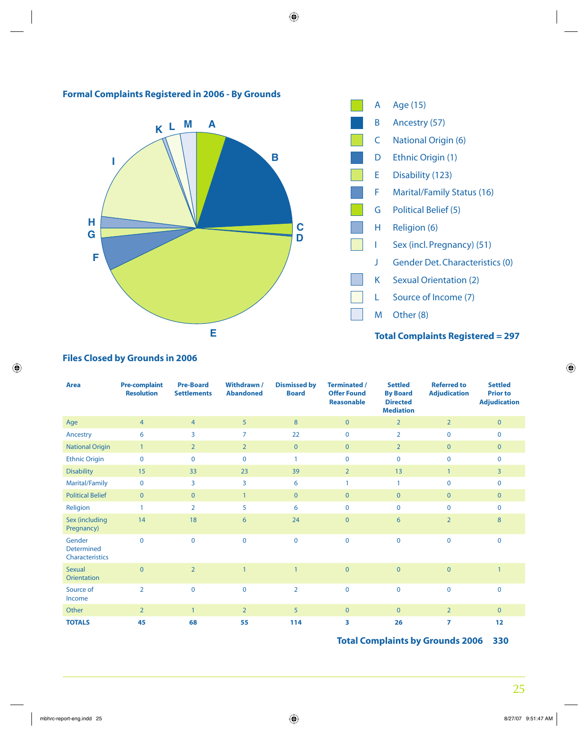## Formal Complaints Registered in 2006 - By Grounds

| | Ground |
|---|---|
| A | Age (15) |
| B | Ancestry (57) |
| C | National Origin (6) |
| D | Ethnic Origin (1) |
| E | Disability (123) |
| F | Marital/Family Status (16) |
| G | Political Belief (5) |
| H | Religion (6) |
| I | Sex (incl. Pregnancy) (51) |
| J | Gender Det. Characteristics (0) |
| K | Sexual Orientation (2) |
| L | Source of Income (7) |
| M | Other (8) |

**Total Complaints Registered = 297**

## Files Closed by Grounds in 2006

| Area | Pre-complaint Resolution | Pre-Board Settlements | Withdrawn / Abandoned | Dismissed by Board | Terminated / Offer Found Reasonable | Settled By Board Directed Mediation | Referred to Adjudication | Settled Prior to Adjudication |
|---|---|---|---|---|---|---|---|---|
| Age | 4 | 4 | 5 | 8 | 0 | 2 | 2 | 0 |
| Ancestry | 6 | 3 | 7 | 22 | 0 | 2 | 0 | 0 |
| National Origin | 1 | 2 | 2 | 0 | 0 | 2 | 0 | 0 |
| Ethnic Origin | 0 | 0 | 0 | 1 | 0 | 0 | 0 | 0 |
| Disability | 15 | 33 | 23 | 39 | 2 | 13 | 1 | 3 |
| Marital/Family | 0 | 3 | 3 | 6 | 1 | 1 | 0 | 0 |
| Political Belief | 0 | 0 | 1 | 0 | 0 | 0 | 0 | 0 |
| Religion | 1 | 2 | 5 | 6 | 0 | 0 | 0 | 0 |
| Sex (including Pregnancy) | 14 | 18 | 6 | 24 | 0 | 6 | 2 | 8 |
| Gender Determined Characteristics | 0 | 0 | 0 | 0 | 0 | 0 | 0 | 0 |
| Sexual Orientation | 0 | 2 | 1 | 1 | 0 | 0 | 0 | 1 |
| Source of Income | 2 | 0 | 0 | 2 | 0 | 0 | 0 | 0 |
| Other | 2 | 1 | 2 | 5 | 0 | 0 | 2 | 0 |
| **TOTALS** | **45** | **68** | **55** | **114** | **3** | **26** | **7** | **12** |

**Total Complaints by Grounds 2006 330**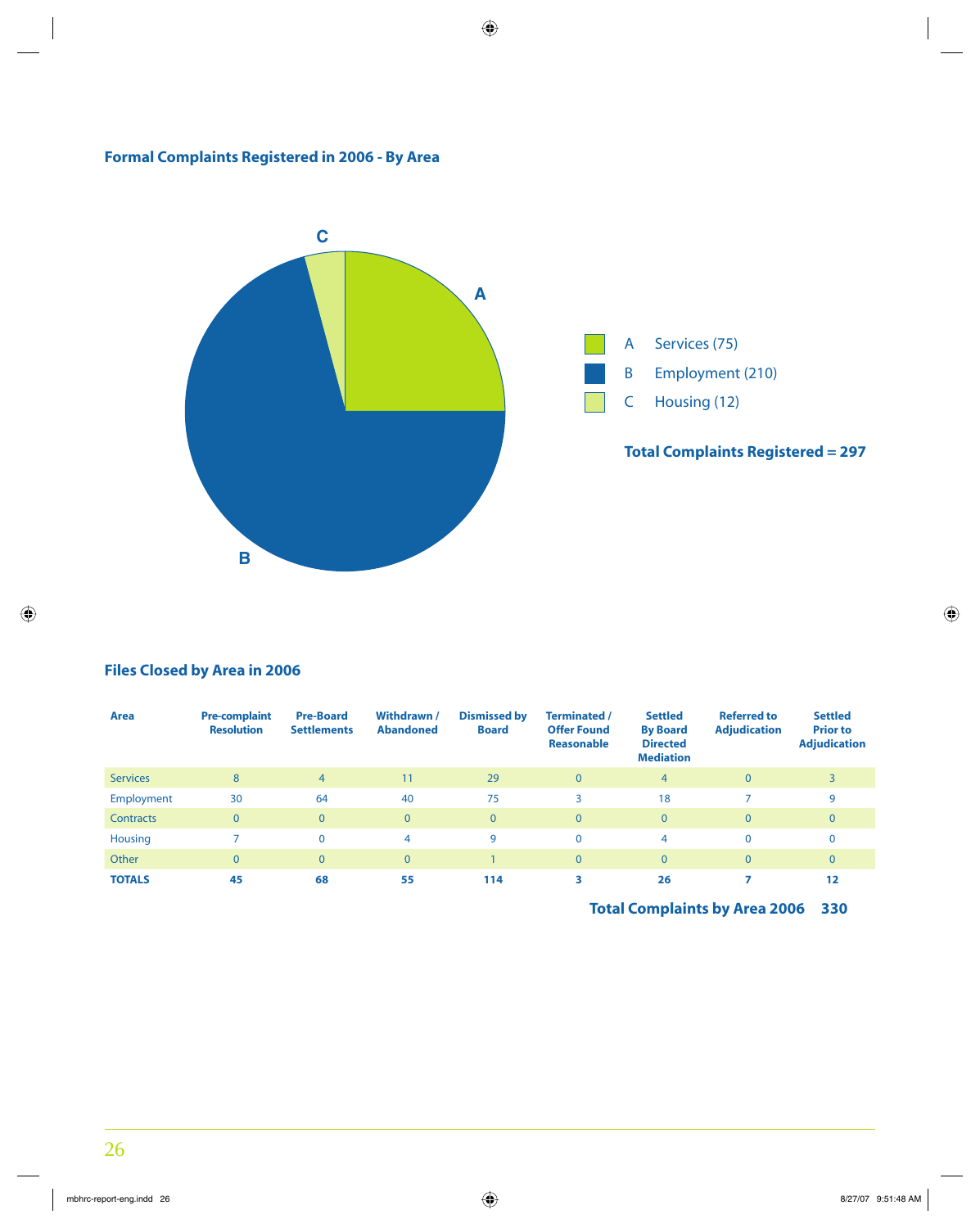## Formal Complaints Registered in 2006 - By Area

- A Services (75)
- B Employment (210)
- C Housing (12)

**Total Complaints Registered = 297**

## Files Closed by Area in 2006

| Area | Pre-complaint Resolution | Pre-Board Settlements | Withdrawn / Abandoned | Dismissed by Board | Terminated / Offer Found Reasonable | Settled By Board Directed Mediation | Referred to Adjudication | Settled Prior to Adjudication |
|---|---|---|---|---|---|---|---|---|
| Services | 8 | 4 | 11 | 29 | 0 | 4 | 0 | 3 |
| Employment | 30 | 64 | 40 | 75 | 3 | 18 | 7 | 9 |
| Contracts | 0 | 0 | 0 | 0 | 0 | 0 | 0 | 0 |
| Housing | 7 | 0 | 4 | 9 | 0 | 4 | 0 | 0 |
| Other | 0 | 0 | 0 | 1 | 0 | 0 | 0 | 0 |
| **TOTALS** | **45** | **68** | **55** | **114** | **3** | **26** | **7** | **12** |

**Total Complaints by Area 2006 330**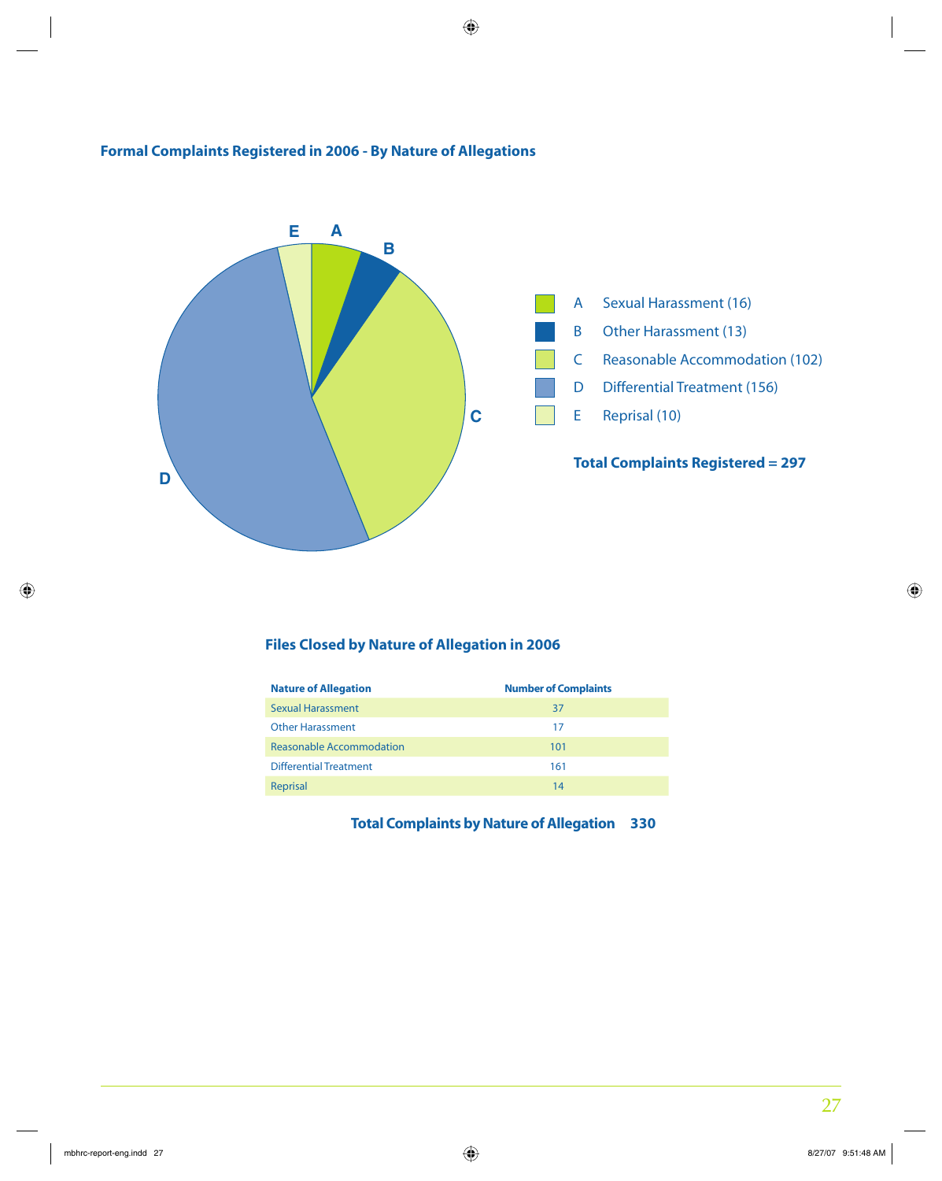## Formal Complaints Registered in 2006 - By Nature of Allegations

E A B C D

A Sexual Harassment (16)

B Other Harassment (13)

C Reasonable Accommodation (102)

D Differential Treatment (156)

E Reprisal (10)

**Total Complaints Registered = 297**

## Files Closed by Nature of Allegation in 2006

| Nature of Allegation | Number of Complaints |
|---|---|
| Sexual Harassment | 37 |
| Other Harassment | 17 |
| Reasonable Accommodation | 101 |
| Differential Treatment | 161 |
| Reprisal | 14 |

**Total Complaints by Nature of Allegation 330**